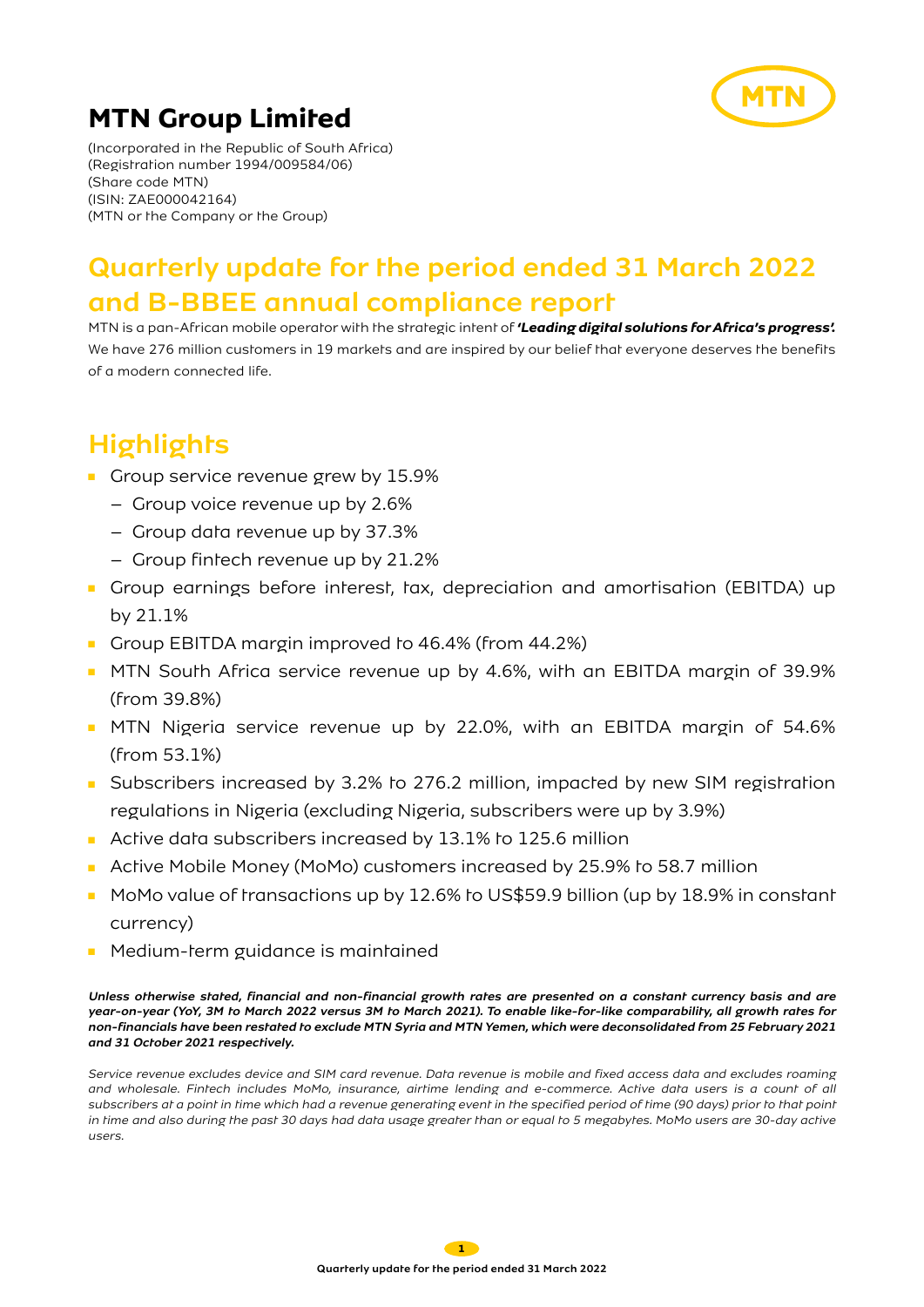# MTN Group Limited

(Incorporated in the Republic of South Africa)
(Registration number 1994/009584/06)
(Share code MTN)
(ISIN: ZAE000042164)
(MTN or the Company or the Group)

## Quarterly update for the period ended 31 March 2022 and B-BBEE annual compliance report

MTN is a pan-African mobile operator with the strategic intent of ***'Leading digital solutions for Africa's progress'.*** We have 276 million customers in 19 markets and are inspired by our belief that everyone deserves the benefits of a modern connected life.

## Highlights

- Group service revenue grew by 15.9%
  - Group voice revenue up by 2.6%
  - Group data revenue up by 37.3%
  - Group fintech revenue up by 21.2%
- Group earnings before interest, tax, depreciation and amortisation (EBITDA) up by 21.1%
- Group EBITDA margin improved to 46.4% (from 44.2%)
- MTN South Africa service revenue up by 4.6%, with an EBITDA margin of 39.9% (from 39.8%)
- MTN Nigeria service revenue up by 22.0%, with an EBITDA margin of 54.6% (from 53.1%)
- Subscribers increased by 3.2% to 276.2 million, impacted by new SIM registration regulations in Nigeria (excluding Nigeria, subscribers were up by 3.9%)
- Active data subscribers increased by 13.1% to 125.6 million
- Active Mobile Money (MoMo) customers increased by 25.9% to 58.7 million
- MoMo value of transactions up by 12.6% to US$59.9 billion (up by 18.9% in constant currency)
- Medium-term guidance is maintained

***Unless otherwise stated, financial and non-financial growth rates are presented on a constant currency basis and are year-on-year (YoY, 3M to March 2022 versus 3M to March 2021). To enable like-for-like comparability, all growth rates for non-financials have been restated to exclude MTN Syria and MTN Yemen, which were deconsolidated from 25 February 2021 and 31 October 2021 respectively.***

*Service revenue excludes device and SIM card revenue. Data revenue is mobile and fixed access data and excludes roaming and wholesale. Fintech includes MoMo, insurance, airtime lending and e-commerce. Active data users is a count of all subscribers at a point in time which had a revenue generating event in the specified period of time (90 days) prior to that point in time and also during the past 30 days had data usage greater than or equal to 5 megabytes. MoMo users are 30-day active users.*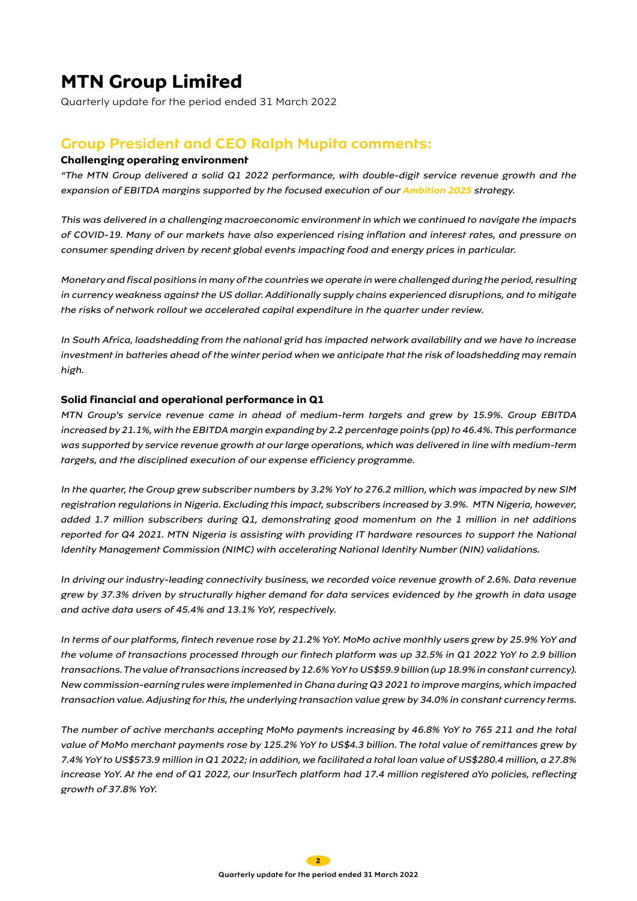# MTN Group Limited

Quarterly update for the period ended 31 March 2022

## Group President and CEO Ralph Mupita comments:

### Challenging operating environment

*"The MTN Group delivered a solid Q1 2022 performance, with double-digit service revenue growth and the expansion of EBITDA margins supported by the focused execution of our **Ambition 2025** strategy.*

*This was delivered in a challenging macroeconomic environment in which we continued to navigate the impacts of COVID-19. Many of our markets have also experienced rising inflation and interest rates, and pressure on consumer spending driven by recent global events impacting food and energy prices in particular.*

*Monetary and fiscal positions in many of the countries we operate in were challenged during the period, resulting in currency weakness against the US dollar. Additionally supply chains experienced disruptions, and to mitigate the risks of network rollout we accelerated capital expenditure in the quarter under review.*

*In South Africa, loadshedding from the national grid has impacted network availability and we have to increase investment in batteries ahead of the winter period when we anticipate that the risk of loadshedding may remain high.*

### Solid financial and operational performance in Q1

*MTN Group's service revenue came in ahead of medium-term targets and grew by 15.9%. Group EBITDA increased by 21.1%, with the EBITDA margin expanding by 2.2 percentage points (pp) to 46.4%. This performance was supported by service revenue growth at our large operations, which was delivered in line with medium-term targets, and the disciplined execution of our expense efficiency programme.*

*In the quarter, the Group grew subscriber numbers by 3.2% YoY to 276.2 million, which was impacted by new SIM registration regulations in Nigeria. Excluding this impact, subscribers increased by 3.9%. MTN Nigeria, however, added 1.7 million subscribers during Q1, demonstrating good momentum on the 1 million in net additions reported for Q4 2021. MTN Nigeria is assisting with providing IT hardware resources to support the National Identity Management Commission (NIMC) with accelerating National Identity Number (NIN) validations.*

*In driving our industry-leading connectivity business, we recorded voice revenue growth of 2.6%. Data revenue grew by 37.3% driven by structurally higher demand for data services evidenced by the growth in data usage and active data users of 45.4% and 13.1% YoY, respectively.*

*In terms of our platforms, fintech revenue rose by 21.2% YoY. MoMo active monthly users grew by 25.9% YoY and the volume of transactions processed through our fintech platform was up 32.5% in Q1 2022 YoY to 2.9 billion transactions. The value of transactions increased by 12.6% YoY to US$59.9 billion (up 18.9% in constant currency). New commission-earning rules were implemented in Ghana during Q3 2021 to improve margins, which impacted transaction value. Adjusting for this, the underlying transaction value grew by 34.0% in constant currency terms.*

*The number of active merchants accepting MoMo payments increasing by 46.8% YoY to 765 211 and the total value of MoMo merchant payments rose by 125.2% YoY to US$4.3 billion. The total value of remittances grew by 7.4% YoY to US$573.9 million in Q1 2022; in addition, we facilitated a total loan value of US$280.4 million, a 27.8% increase YoY. At the end of Q1 2022, our InsurTech platform had 17.4 million registered aYo policies, reflecting growth of 37.8% YoY.*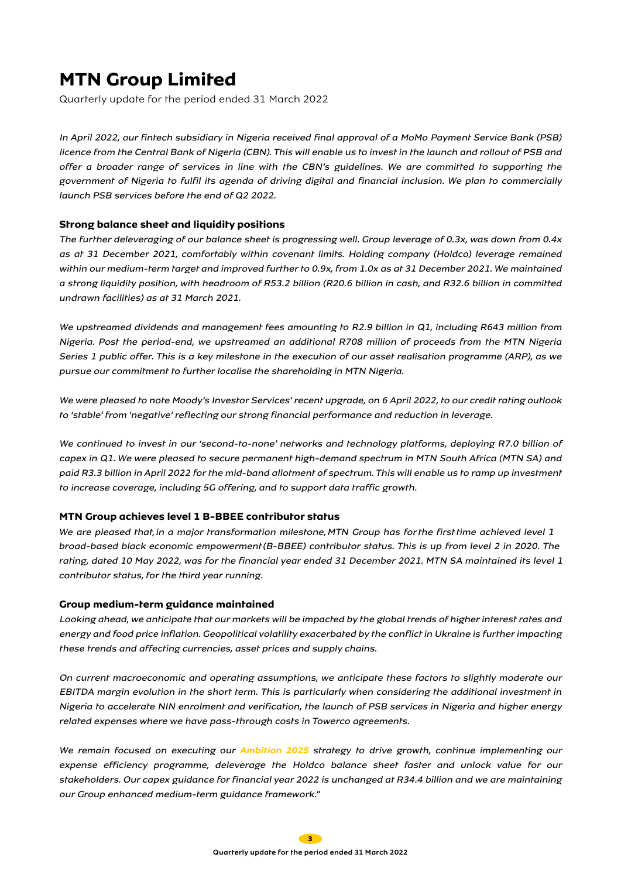# MTN Group Limited

Quarterly update for the period ended 31 March 2022

*In April 2022, our fintech subsidiary in Nigeria received final approval of a MoMo Payment Service Bank (PSB) licence from the Central Bank of Nigeria (CBN). This will enable us to invest in the launch and rollout of PSB and offer a broader range of services in line with the CBN's guidelines. We are committed to supporting the government of Nigeria to fulfil its agenda of driving digital and financial inclusion. We plan to commercially launch PSB services before the end of Q2 2022.*

### Strong balance sheet and liquidity positions

*The further deleveraging of our balance sheet is progressing well. Group leverage of 0.3x, was down from 0.4x as at 31 December 2021, comfortably within covenant limits. Holding company (Holdco) leverage remained within our medium-term target and improved further to 0.9x, from 1.0x as at 31 December 2021. We maintained a strong liquidity position, with headroom of R53.2 billion (R20.6 billion in cash, and R32.6 billion in committed undrawn facilities) as at 31 March 2021.*

*We upstreamed dividends and management fees amounting to R2.9 billion in Q1, including R643 million from Nigeria. Post the period-end, we upstreamed an additional R708 million of proceeds from the MTN Nigeria Series 1 public offer. This is a key milestone in the execution of our asset realisation programme (ARP), as we pursue our commitment to further localise the shareholding in MTN Nigeria.*

*We were pleased to note Moody's Investor Services' recent upgrade, on 6 April 2022, to our credit rating outlook to 'stable' from 'negative' reflecting our strong financial performance and reduction in leverage.*

*We continued to invest in our 'second-to-none' networks and technology platforms, deploying R7.0 billion of capex in Q1. We were pleased to secure permanent high-demand spectrum in MTN South Africa (MTN SA) and paid R3.3 billion in April 2022 for the mid-band allotment of spectrum. This will enable us to ramp up investment to increase coverage, including 5G offering, and to support data traffic growth.*

### MTN Group achieves level 1 B-BBEE contributor status

*We are pleased that, in a major transformation milestone, MTN Group has for the first time achieved level 1 broad-based black economic empowerment (B-BBEE) contributor status. This is up from level 2 in 2020. The rating, dated 10 May 2022, was for the financial year ended 31 December 2021. MTN SA maintained its level 1 contributor status, for the third year running.*

### Group medium-term guidance maintained

*Looking ahead, we anticipate that our markets will be impacted by the global trends of higher interest rates and energy and food price inflation. Geopolitical volatility exacerbated by the conflict in Ukraine is further impacting these trends and affecting currencies, asset prices and supply chains.*

*On current macroeconomic and operating assumptions, we anticipate these factors to slightly moderate our EBITDA margin evolution in the short term. This is particularly when considering the additional investment in Nigeria to accelerate NIN enrolment and verification, the launch of PSB services in Nigeria and higher energy related expenses where we have pass-through costs in Towerco agreements.*

*We remain focused on executing our **Ambition 2025** strategy to drive growth, continue implementing our expense efficiency programme, deleverage the Holdco balance sheet faster and unlock value for our stakeholders. Our capex guidance for financial year 2022 is unchanged at R34.4 billion and we are maintaining our Group enhanced medium-term guidance framework."*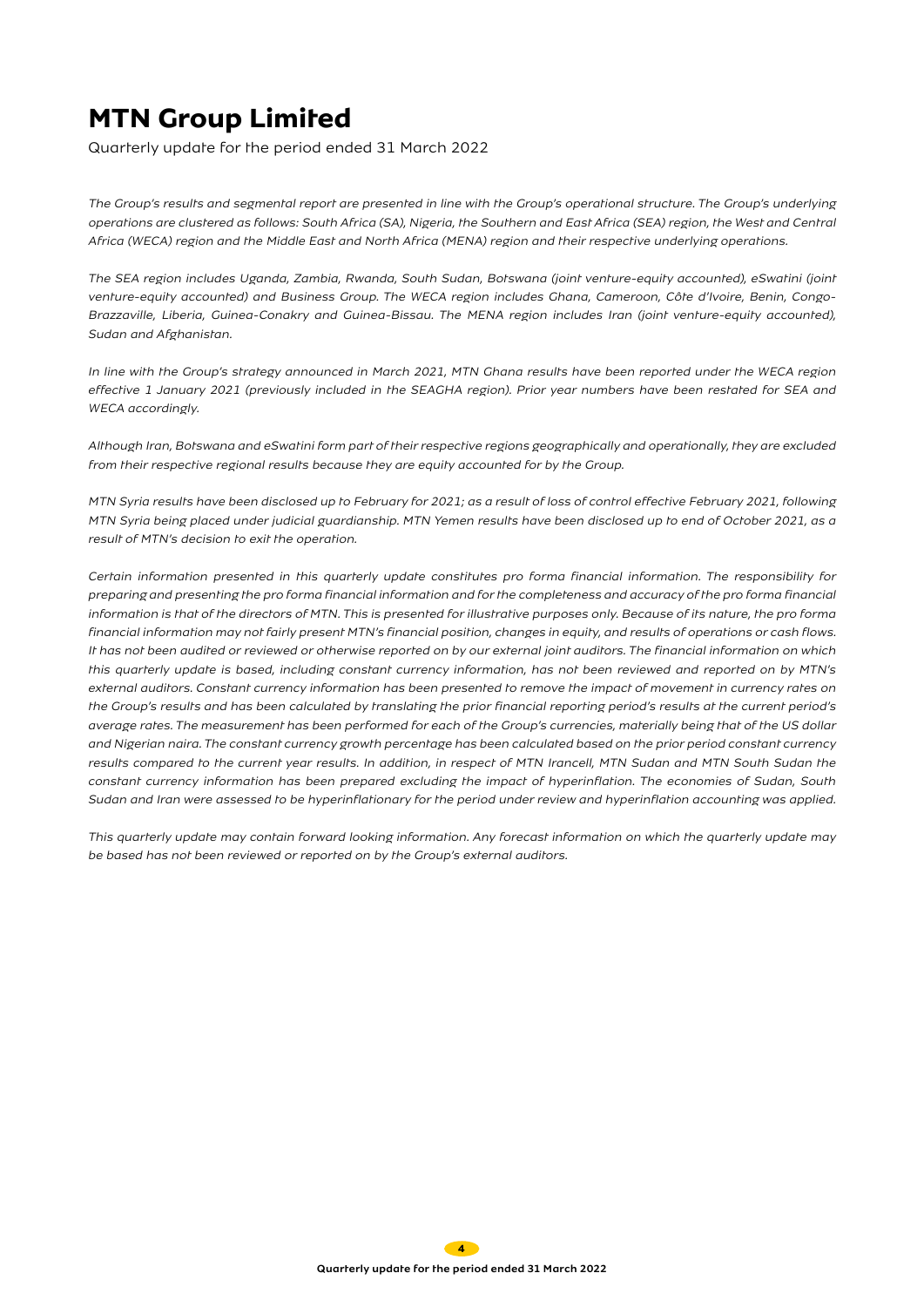# MTN Group Limited

Quarterly update for the period ended 31 March 2022

*The Group's results and segmental report are presented in line with the Group's operational structure. The Group's underlying operations are clustered as follows: South Africa (SA), Nigeria, the Southern and East Africa (SEA) region, the West and Central Africa (WECA) region and the Middle East and North Africa (MENA) region and their respective underlying operations.*

*The SEA region includes Uganda, Zambia, Rwanda, South Sudan, Botswana (joint venture-equity accounted), eSwatini (joint venture-equity accounted) and Business Group. The WECA region includes Ghana, Cameroon, Côte d'Ivoire, Benin, Congo-Brazzaville, Liberia, Guinea-Conakry and Guinea-Bissau. The MENA region includes Iran (joint venture-equity accounted), Sudan and Afghanistan.*

*In line with the Group's strategy announced in March 2021, MTN Ghana results have been reported under the WECA region effective 1 January 2021 (previously included in the SEAGHA region). Prior year numbers have been restated for SEA and WECA accordingly.*

*Although Iran, Botswana and eSwatini form part of their respective regions geographically and operationally, they are excluded from their respective regional results because they are equity accounted for by the Group.*

*MTN Syria results have been disclosed up to February for 2021; as a result of loss of control effective February 2021, following MTN Syria being placed under judicial guardianship. MTN Yemen results have been disclosed up to end of October 2021, as a result of MTN's decision to exit the operation.*

*Certain information presented in this quarterly update constitutes pro forma financial information. The responsibility for preparing and presenting the pro forma financial information and for the completeness and accuracy of the pro forma financial information is that of the directors of MTN. This is presented for illustrative purposes only. Because of its nature, the pro forma financial information may not fairly present MTN's financial position, changes in equity, and results of operations or cash flows. It has not been audited or reviewed or otherwise reported on by our external joint auditors. The financial information on which this quarterly update is based, including constant currency information, has not been reviewed and reported on by MTN's external auditors. Constant currency information has been presented to remove the impact of movement in currency rates on the Group's results and has been calculated by translating the prior financial reporting period's results at the current period's average rates. The measurement has been performed for each of the Group's currencies, materially being that of the US dollar and Nigerian naira. The constant currency growth percentage has been calculated based on the prior period constant currency results compared to the current year results. In addition, in respect of MTN Irancell, MTN Sudan and MTN South Sudan the constant currency information has been prepared excluding the impact of hyperinflation. The economies of Sudan, South Sudan and Iran were assessed to be hyperinflationary for the period under review and hyperinflation accounting was applied.*

*This quarterly update may contain forward looking information. Any forecast information on which the quarterly update may be based has not been reviewed or reported on by the Group's external auditors.*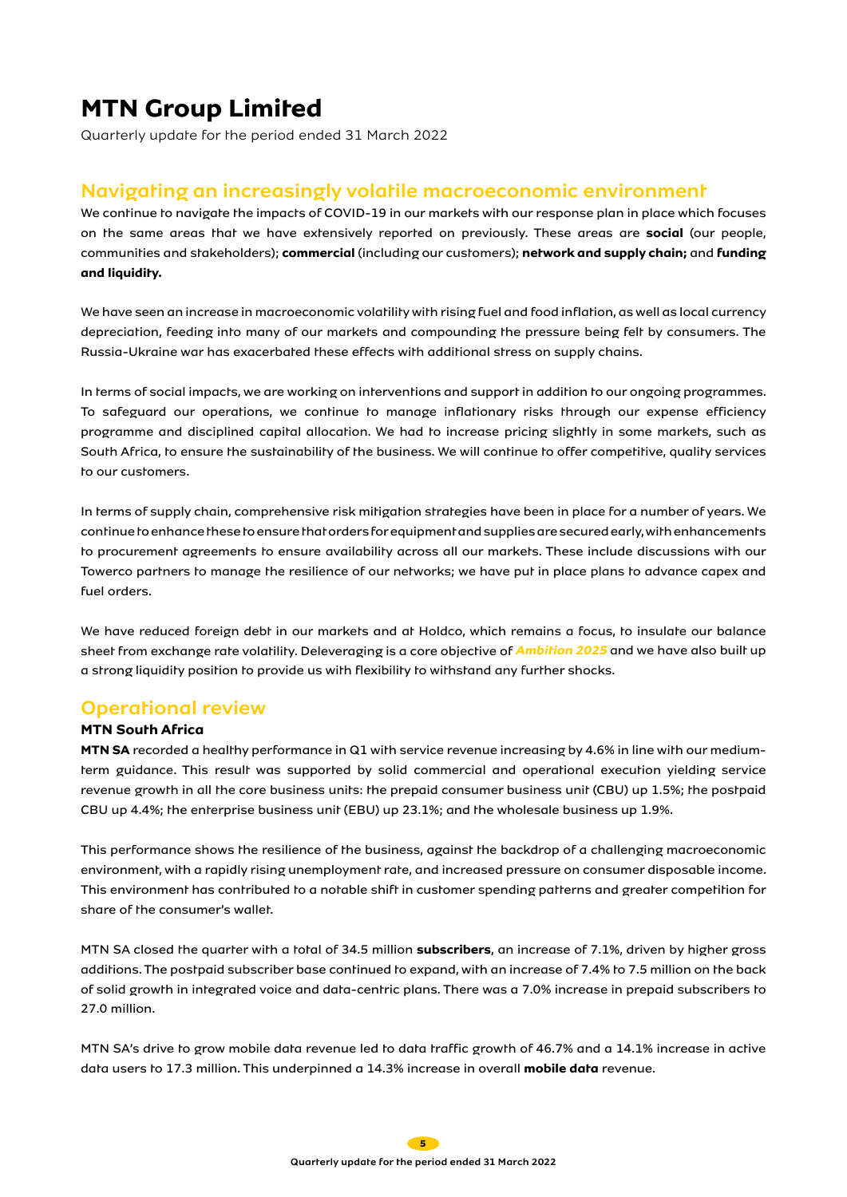# MTN Group Limited

Quarterly update for the period ended 31 March 2022

## Navigating an increasingly volatile macroeconomic environment

We continue to navigate the impacts of COVID-19 in our markets with our response plan in place which focuses on the same areas that we have extensively reported on previously. These areas are **social** (our people, communities and stakeholders); **commercial** (including our customers); **network and supply chain;** and **funding and liquidity.**

We have seen an increase in macroeconomic volatility with rising fuel and food inflation, as well as local currency depreciation, feeding into many of our markets and compounding the pressure being felt by consumers. The Russia-Ukraine war has exacerbated these effects with additional stress on supply chains.

In terms of social impacts, we are working on interventions and support in addition to our ongoing programmes. To safeguard our operations, we continue to manage inflationary risks through our expense efficiency programme and disciplined capital allocation. We had to increase pricing slightly in some markets, such as South Africa, to ensure the sustainability of the business. We will continue to offer competitive, quality services to our customers.

In terms of supply chain, comprehensive risk mitigation strategies have been in place for a number of years. We continue to enhance these to ensure that orders for equipment and supplies are secured early, with enhancements to procurement agreements to ensure availability across all our markets. These include discussions with our Towerco partners to manage the resilience of our networks; we have put in place plans to advance capex and fuel orders.

We have reduced foreign debt in our markets and at Holdco, which remains a focus, to insulate our balance sheet from exchange rate volatility. Deleveraging is a core objective of ***Ambition 2025*** and we have also built up a strong liquidity position to provide us with flexibility to withstand any further shocks.

## Operational review

### MTN South Africa

**MTN SA** recorded a healthy performance in Q1 with service revenue increasing by 4.6% in line with our medium-term guidance. This result was supported by solid commercial and operational execution yielding service revenue growth in all the core business units: the prepaid consumer business unit (CBU) up 1.5%; the postpaid CBU up 4.4%; the enterprise business unit (EBU) up 23.1%; and the wholesale business up 1.9%.

This performance shows the resilience of the business, against the backdrop of a challenging macroeconomic environment, with a rapidly rising unemployment rate, and increased pressure on consumer disposable income. This environment has contributed to a notable shift in customer spending patterns and greater competition for share of the consumer's wallet.

MTN SA closed the quarter with a total of 34.5 million **subscribers**, an increase of 7.1%, driven by higher gross additions. The postpaid subscriber base continued to expand, with an increase of 7.4% to 7.5 million on the back of solid growth in integrated voice and data-centric plans. There was a 7.0% increase in prepaid subscribers to 27.0 million.

MTN SA's drive to grow mobile data revenue led to data traffic growth of 46.7% and a 14.1% increase in active data users to 17.3 million. This underpinned a 14.3% increase in overall **mobile data** revenue.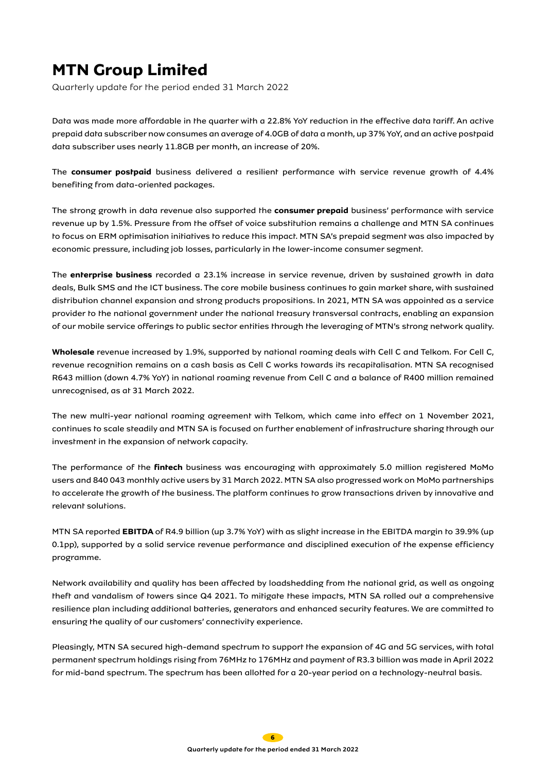Data was made more affordable in the quarter with a 22.8% YoY reduction in the effective data tariff. An active prepaid data subscriber now consumes an average of 4.0GB of data a month, up 37% YoY, and an active postpaid data subscriber uses nearly 11.8GB per month, an increase of 20%.

The **consumer postpaid** business delivered a resilient performance with service revenue growth of 4.4% benefiting from data-oriented packages.

The strong growth in data revenue also supported the **consumer prepaid** business' performance with service revenue up by 1.5%. Pressure from the offset of voice substitution remains a challenge and MTN SA continues to focus on ERM optimisation initiatives to reduce this impact. MTN SA's prepaid segment was also impacted by economic pressure, including job losses, particularly in the lower-income consumer segment.

The **enterprise business** recorded a 23.1% increase in service revenue, driven by sustained growth in data deals, Bulk SMS and the ICT business. The core mobile business continues to gain market share, with sustained distribution channel expansion and strong products propositions. In 2021, MTN SA was appointed as a service provider to the national government under the national treasury transversal contracts, enabling an expansion of our mobile service offerings to public sector entities through the leveraging of MTN's strong network quality.

**Wholesale** revenue increased by 1.9%, supported by national roaming deals with Cell C and Telkom. For Cell C, revenue recognition remains on a cash basis as Cell C works towards its recapitalisation. MTN SA recognised R643 million (down 4.7% YoY) in national roaming revenue from Cell C and a balance of R400 million remained unrecognised, as at 31 March 2022.

The new multi-year national roaming agreement with Telkom, which came into effect on 1 November 2021, continues to scale steadily and MTN SA is focused on further enablement of infrastructure sharing through our investment in the expansion of network capacity.

The performance of the **fintech** business was encouraging with approximately 5.0 million registered MoMo users and 840 043 monthly active users by 31 March 2022. MTN SA also progressed work on MoMo partnerships to accelerate the growth of the business. The platform continues to grow transactions driven by innovative and relevant solutions.

MTN SA reported **EBITDA** of R4.9 billion (up 3.7% YoY) with as slight increase in the EBITDA margin to 39.9% (up 0.1pp), supported by a solid service revenue performance and disciplined execution of the expense efficiency programme.

Network availability and quality has been affected by loadshedding from the national grid, as well as ongoing theft and vandalism of towers since Q4 2021. To mitigate these impacts, MTN SA rolled out a comprehensive resilience plan including additional batteries, generators and enhanced security features. We are committed to ensuring the quality of our customers' connectivity experience.

Pleasingly, MTN SA secured high-demand spectrum to support the expansion of 4G and 5G services, with total permanent spectrum holdings rising from 76MHz to 176MHz and payment of R3.3 billion was made in April 2022 for mid-band spectrum. The spectrum has been allotted for a 20-year period on a technology-neutral basis.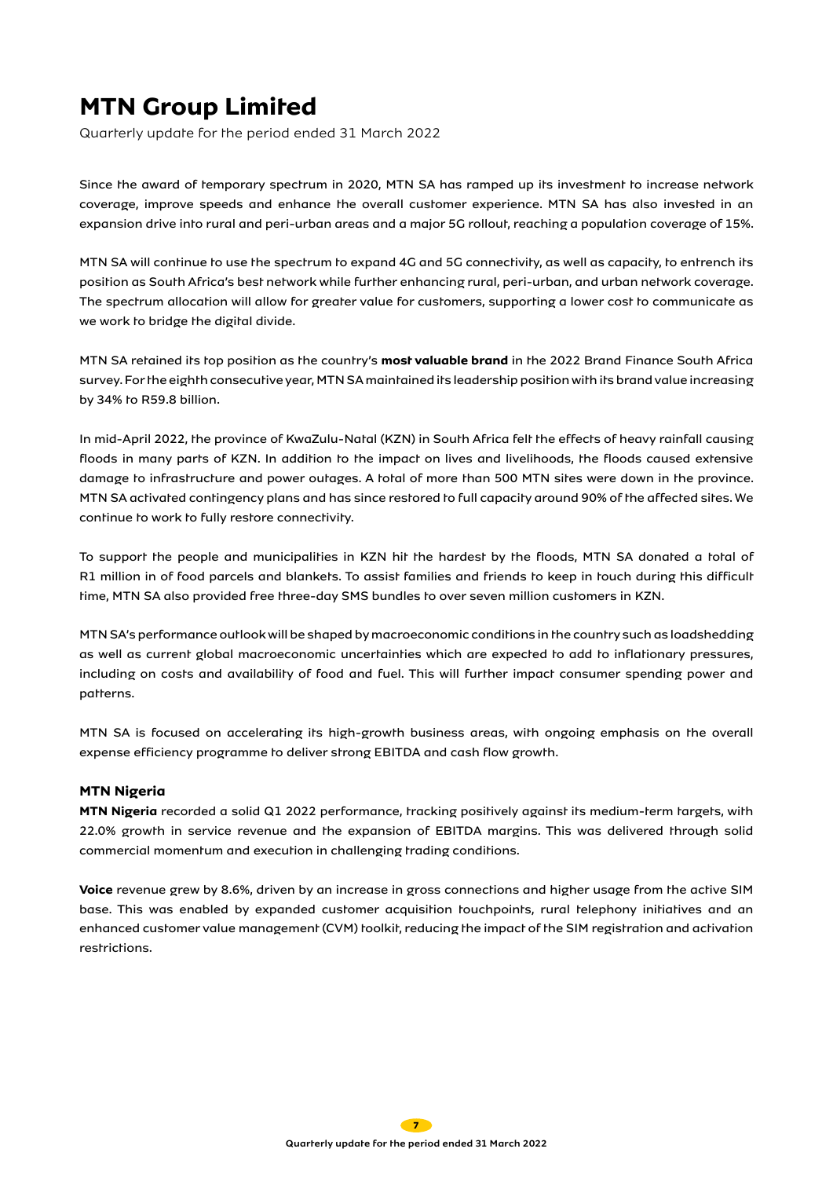Since the award of temporary spectrum in 2020, MTN SA has ramped up its investment to increase network coverage, improve speeds and enhance the overall customer experience. MTN SA has also invested in an expansion drive into rural and peri-urban areas and a major 5G rollout, reaching a population coverage of 15%.

MTN SA will continue to use the spectrum to expand 4G and 5G connectivity, as well as capacity, to entrench its position as South Africa's best network while further enhancing rural, peri-urban, and urban network coverage. The spectrum allocation will allow for greater value for customers, supporting a lower cost to communicate as we work to bridge the digital divide.

MTN SA retained its top position as the country's **most valuable brand** in the 2022 Brand Finance South Africa survey. For the eighth consecutive year, MTN SA maintained its leadership position with its brand value increasing by 34% to R59.8 billion.

In mid-April 2022, the province of KwaZulu-Natal (KZN) in South Africa felt the effects of heavy rainfall causing floods in many parts of KZN. In addition to the impact on lives and livelihoods, the floods caused extensive damage to infrastructure and power outages. A total of more than 500 MTN sites were down in the province. MTN SA activated contingency plans and has since restored to full capacity around 90% of the affected sites. We continue to work to fully restore connectivity.

To support the people and municipalities in KZN hit the hardest by the floods, MTN SA donated a total of R1 million in of food parcels and blankets. To assist families and friends to keep in touch during this difficult time, MTN SA also provided free three-day SMS bundles to over seven million customers in KZN.

MTN SA's performance outlook will be shaped by macroeconomic conditions in the country such as loadshedding as well as current global macroeconomic uncertainties which are expected to add to inflationary pressures, including on costs and availability of food and fuel. This will further impact consumer spending power and patterns.

MTN SA is focused on accelerating its high-growth business areas, with ongoing emphasis on the overall expense efficiency programme to deliver strong EBITDA and cash flow growth.

### MTN Nigeria

**MTN Nigeria** recorded a solid Q1 2022 performance, tracking positively against its medium-term targets, with 22.0% growth in service revenue and the expansion of EBITDA margins. This was delivered through solid commercial momentum and execution in challenging trading conditions.

**Voice** revenue grew by 8.6%, driven by an increase in gross connections and higher usage from the active SIM base. This was enabled by expanded customer acquisition touchpoints, rural telephony initiatives and an enhanced customer value management (CVM) toolkit, reducing the impact of the SIM registration and activation restrictions.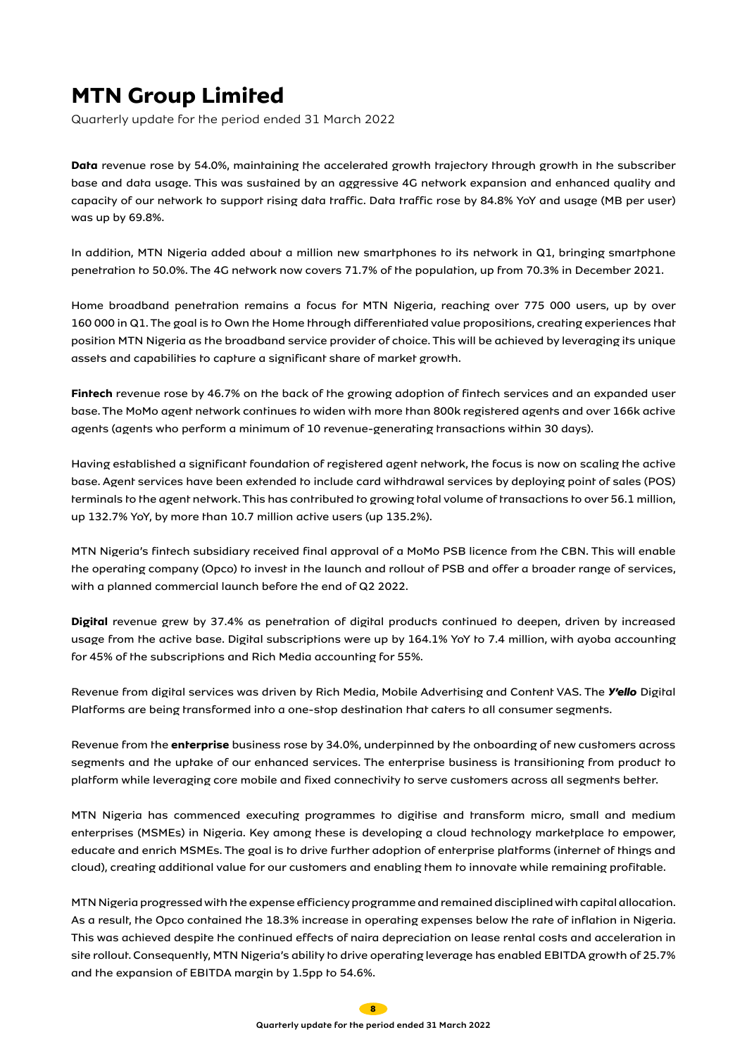# MTN Group Limited

Quarterly update for the period ended 31 March 2022

**Data** revenue rose by 54.0%, maintaining the accelerated growth trajectory through growth in the subscriber base and data usage. This was sustained by an aggressive 4G network expansion and enhanced quality and capacity of our network to support rising data traffic. Data traffic rose by 84.8% YoY and usage (MB per user) was up by 69.8%.

In addition, MTN Nigeria added about a million new smartphones to its network in Q1, bringing smartphone penetration to 50.0%. The 4G network now covers 71.7% of the population, up from 70.3% in December 2021.

Home broadband penetration remains a focus for MTN Nigeria, reaching over 775 000 users, up by over 160 000 in Q1. The goal is to Own the Home through differentiated value propositions, creating experiences that position MTN Nigeria as the broadband service provider of choice. This will be achieved by leveraging its unique assets and capabilities to capture a significant share of market growth.

**Fintech** revenue rose by 46.7% on the back of the growing adoption of fintech services and an expanded user base. The MoMo agent network continues to widen with more than 800k registered agents and over 166k active agents (agents who perform a minimum of 10 revenue-generating transactions within 30 days).

Having established a significant foundation of registered agent network, the focus is now on scaling the active base. Agent services have been extended to include card withdrawal services by deploying point of sales (POS) terminals to the agent network. This has contributed to growing total volume of transactions to over 56.1 million, up 132.7% YoY, by more than 10.7 million active users (up 135.2%).

MTN Nigeria's fintech subsidiary received final approval of a MoMo PSB licence from the CBN. This will enable the operating company (Opco) to invest in the launch and rollout of PSB and offer a broader range of services, with a planned commercial launch before the end of Q2 2022.

**Digital** revenue grew by 37.4% as penetration of digital products continued to deepen, driven by increased usage from the active base. Digital subscriptions were up by 164.1% YoY to 7.4 million, with ayoba accounting for 45% of the subscriptions and Rich Media accounting for 55%.

Revenue from digital services was driven by Rich Media, Mobile Advertising and Content VAS. The ***Y'ello*** Digital Platforms are being transformed into a one-stop destination that caters to all consumer segments.

Revenue from the **enterprise** business rose by 34.0%, underpinned by the onboarding of new customers across segments and the uptake of our enhanced services. The enterprise business is transitioning from product to platform while leveraging core mobile and fixed connectivity to serve customers across all segments better.

MTN Nigeria has commenced executing programmes to digitise and transform micro, small and medium enterprises (MSMEs) in Nigeria. Key among these is developing a cloud technology marketplace to empower, educate and enrich MSMEs. The goal is to drive further adoption of enterprise platforms (internet of things and cloud), creating additional value for our customers and enabling them to innovate while remaining profitable.

MTN Nigeria progressed with the expense efficiency programme and remained disciplined with capital allocation. As a result, the Opco contained the 18.3% increase in operating expenses below the rate of inflation in Nigeria. This was achieved despite the continued effects of naira depreciation on lease rental costs and acceleration in site rollout. Consequently, MTN Nigeria's ability to drive operating leverage has enabled EBITDA growth of 25.7% and the expansion of EBITDA margin by 1.5pp to 54.6%.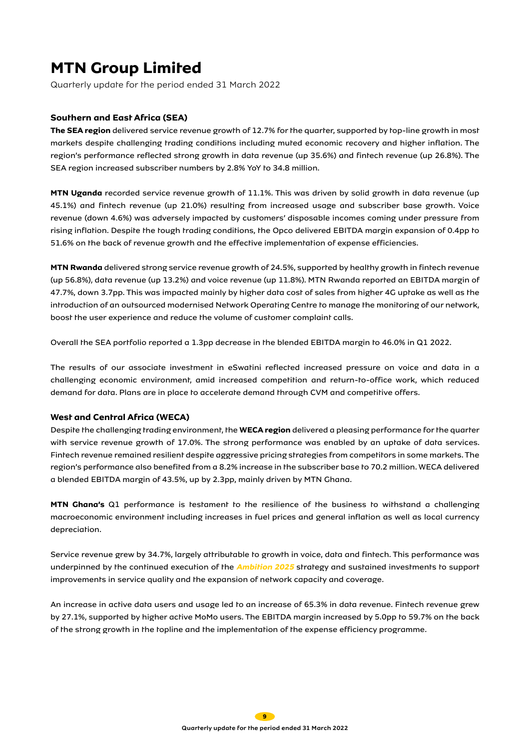# MTN Group Limited

Quarterly update for the period ended 31 March 2022

### Southern and East Africa (SEA)

**The SEA region** delivered service revenue growth of 12.7% for the quarter, supported by top-line growth in most markets despite challenging trading conditions including muted economic recovery and higher inflation. The region's performance reflected strong growth in data revenue (up 35.6%) and fintech revenue (up 26.8%). The SEA region increased subscriber numbers by 2.8% YoY to 34.8 million.

**MTN Uganda** recorded service revenue growth of 11.1%. This was driven by solid growth in data revenue (up 45.1%) and fintech revenue (up 21.0%) resulting from increased usage and subscriber base growth. Voice revenue (down 4.6%) was adversely impacted by customers' disposable incomes coming under pressure from rising inflation. Despite the tough trading conditions, the Opco delivered EBITDA margin expansion of 0.4pp to 51.6% on the back of revenue growth and the effective implementation of expense efficiencies.

**MTN Rwanda** delivered strong service revenue growth of 24.5%, supported by healthy growth in fintech revenue (up 56.8%), data revenue (up 13.2%) and voice revenue (up 11.8%). MTN Rwanda reported an EBITDA margin of 47.7%, down 3.7pp. This was impacted mainly by higher data cost of sales from higher 4G uptake as well as the introduction of an outsourced modernised Network Operating Centre to manage the monitoring of our network, boost the user experience and reduce the volume of customer complaint calls.

Overall the SEA portfolio reported a 1.3pp decrease in the blended EBITDA margin to 46.0% in Q1 2022.

The results of our associate investment in eSwatini reflected increased pressure on voice and data in a challenging economic environment, amid increased competition and return-to-office work, which reduced demand for data. Plans are in place to accelerate demand through CVM and competitive offers.

### West and Central Africa (WECA)

Despite the challenging trading environment, the **WECA region** delivered a pleasing performance for the quarter with service revenue growth of 17.0%. The strong performance was enabled by an uptake of data services. Fintech revenue remained resilient despite aggressive pricing strategies from competitors in some markets. The region's performance also benefited from a 8.2% increase in the subscriber base to 70.2 million. WECA delivered a blended EBITDA margin of 43.5%, up by 2.3pp, mainly driven by MTN Ghana.

**MTN Ghana's** Q1 performance is testament to the resilience of the business to withstand a challenging macroeconomic environment including increases in fuel prices and general inflation as well as local currency depreciation.

Service revenue grew by 34.7%, largely attributable to growth in voice, data and fintech. This performance was underpinned by the continued execution of the ***Ambition 2025*** strategy and sustained investments to support improvements in service quality and the expansion of network capacity and coverage.

An increase in active data users and usage led to an increase of 65.3% in data revenue. Fintech revenue grew by 27.1%, supported by higher active MoMo users. The EBITDA margin increased by 5.0pp to 59.7% on the back of the strong growth in the topline and the implementation of the expense efficiency programme.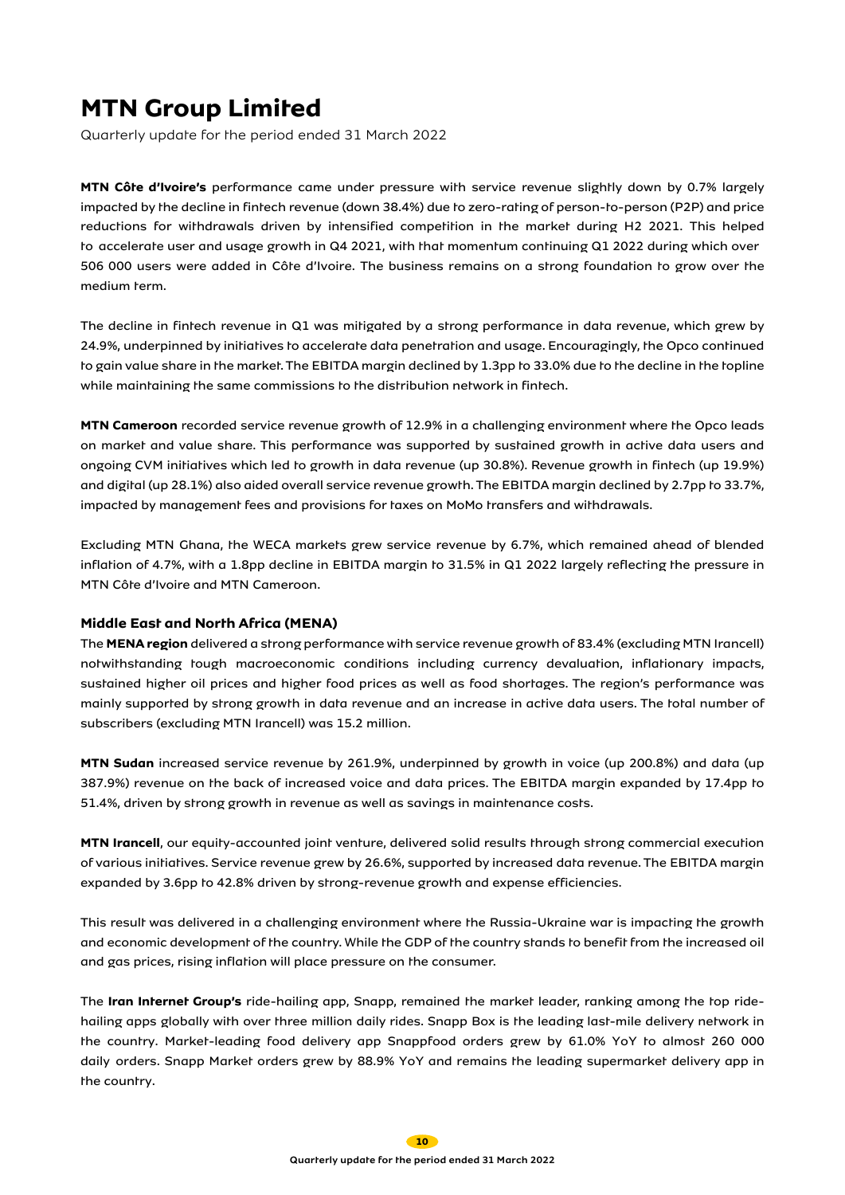# MTN Group Limited

Quarterly update for the period ended 31 March 2022

**MTN Côte d'Ivoire's** performance came under pressure with service revenue slightly down by 0.7% largely impacted by the decline in fintech revenue (down 38.4%) due to zero-rating of person-to-person (P2P) and price reductions for withdrawals driven by intensified competition in the market during H2 2021. This helped to accelerate user and usage growth in Q4 2021, with that momentum continuing Q1 2022 during which over 506 000 users were added in Côte d'Ivoire. The business remains on a strong foundation to grow over the medium term.

The decline in fintech revenue in Q1 was mitigated by a strong performance in data revenue, which grew by 24.9%, underpinned by initiatives to accelerate data penetration and usage. Encouragingly, the Opco continued to gain value share in the market. The EBITDA margin declined by 1.3pp to 33.0% due to the decline in the topline while maintaining the same commissions to the distribution network in fintech.

**MTN Cameroon** recorded service revenue growth of 12.9% in a challenging environment where the Opco leads on market and value share. This performance was supported by sustained growth in active data users and ongoing CVM initiatives which led to growth in data revenue (up 30.8%). Revenue growth in fintech (up 19.9%) and digital (up 28.1%) also aided overall service revenue growth. The EBITDA margin declined by 2.7pp to 33.7%, impacted by management fees and provisions for taxes on MoMo transfers and withdrawals.

Excluding MTN Ghana, the WECA markets grew service revenue by 6.7%, which remained ahead of blended inflation of 4.7%, with a 1.8pp decline in EBITDA margin to 31.5% in Q1 2022 largely reflecting the pressure in MTN Côte d'Ivoire and MTN Cameroon.

### Middle East and North Africa (MENA)

The **MENA region** delivered a strong performance with service revenue growth of 83.4% (excluding MTN Irancell) notwithstanding tough macroeconomic conditions including currency devaluation, inflationary impacts, sustained higher oil prices and higher food prices as well as food shortages. The region's performance was mainly supported by strong growth in data revenue and an increase in active data users. The total number of subscribers (excluding MTN Irancell) was 15.2 million.

**MTN Sudan** increased service revenue by 261.9%, underpinned by growth in voice (up 200.8%) and data (up 387.9%) revenue on the back of increased voice and data prices. The EBITDA margin expanded by 17.4pp to 51.4%, driven by strong growth in revenue as well as savings in maintenance costs.

**MTN Irancell**, our equity-accounted joint venture, delivered solid results through strong commercial execution of various initiatives. Service revenue grew by 26.6%, supported by increased data revenue. The EBITDA margin expanded by 3.6pp to 42.8% driven by strong-revenue growth and expense efficiencies.

This result was delivered in a challenging environment where the Russia-Ukraine war is impacting the growth and economic development of the country. While the GDP of the country stands to benefit from the increased oil and gas prices, rising inflation will place pressure on the consumer.

The **Iran Internet Group's** ride-hailing app, Snapp, remained the market leader, ranking among the top ride-hailing apps globally with over three million daily rides. Snapp Box is the leading last-mile delivery network in the country. Market-leading food delivery app Snappfood orders grew by 61.0% YoY to almost 260 000 daily orders. Snapp Market orders grew by 88.9% YoY and remains the leading supermarket delivery app in the country.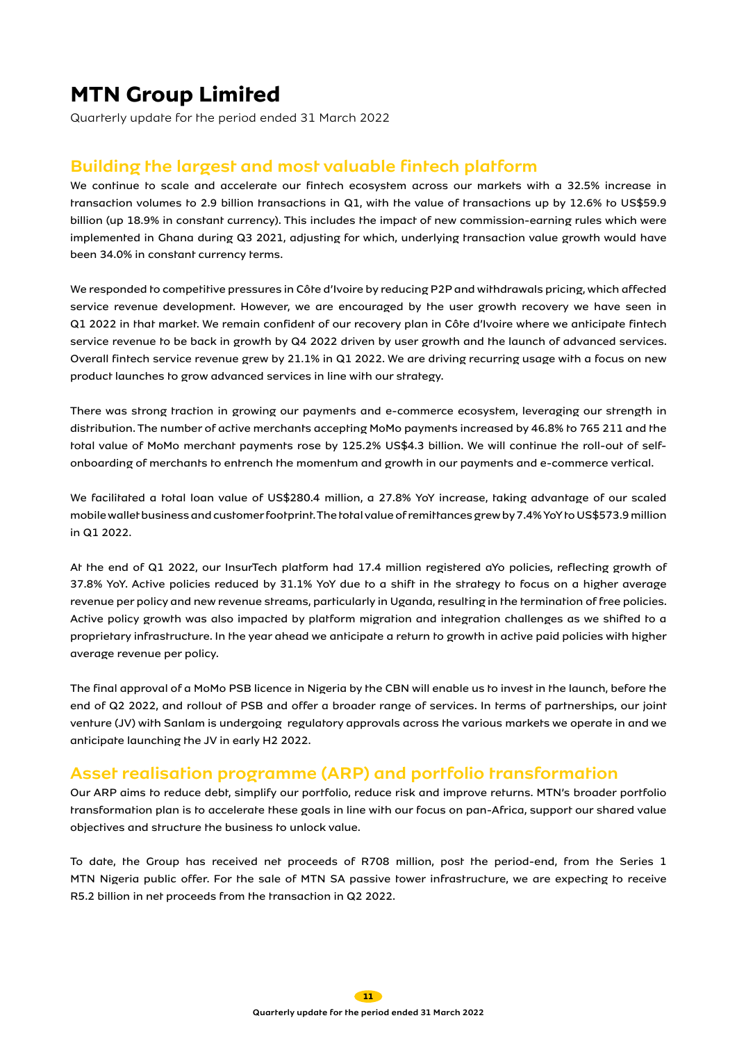# MTN Group Limited

Quarterly update for the period ended 31 March 2022

## Building the largest and most valuable fintech platform

We continue to scale and accelerate our fintech ecosystem across our markets with a 32.5% increase in transaction volumes to 2.9 billion transactions in Q1, with the value of transactions up by 12.6% to US$59.9 billion (up 18.9% in constant currency). This includes the impact of new commission-earning rules which were implemented in Ghana during Q3 2021, adjusting for which, underlying transaction value growth would have been 34.0% in constant currency terms.

We responded to competitive pressures in Côte d'Ivoire by reducing P2P and withdrawals pricing, which affected service revenue development. However, we are encouraged by the user growth recovery we have seen in Q1 2022 in that market. We remain confident of our recovery plan in Côte d'Ivoire where we anticipate fintech service revenue to be back in growth by Q4 2022 driven by user growth and the launch of advanced services. Overall fintech service revenue grew by 21.1% in Q1 2022. We are driving recurring usage with a focus on new product launches to grow advanced services in line with our strategy.

There was strong traction in growing our payments and e-commerce ecosystem, leveraging our strength in distribution. The number of active merchants accepting MoMo payments increased by 46.8% to 765 211 and the total value of MoMo merchant payments rose by 125.2% US$4.3 billion. We will continue the roll-out of self-onboarding of merchants to entrench the momentum and growth in our payments and e-commerce vertical.

We facilitated a total loan value of US$280.4 million, a 27.8% YoY increase, taking advantage of our scaled mobile wallet business and customer footprint. The total value of remittances grew by 7.4% YoY to US$573.9 million in Q1 2022.

At the end of Q1 2022, our InsurTech platform had 17.4 million registered aYo policies, reflecting growth of 37.8% YoY. Active policies reduced by 31.1% YoY due to a shift in the strategy to focus on a higher average revenue per policy and new revenue streams, particularly in Uganda, resulting in the termination of free policies. Active policy growth was also impacted by platform migration and integration challenges as we shifted to a proprietary infrastructure. In the year ahead we anticipate a return to growth in active paid policies with higher average revenue per policy.

The final approval of a MoMo PSB licence in Nigeria by the CBN will enable us to invest in the launch, before the end of Q2 2022, and rollout of PSB and offer a broader range of services. In terms of partnerships, our joint venture (JV) with Sanlam is undergoing regulatory approvals across the various markets we operate in and we anticipate launching the JV in early H2 2022.

## Asset realisation programme (ARP) and portfolio transformation

Our ARP aims to reduce debt, simplify our portfolio, reduce risk and improve returns. MTN's broader portfolio transformation plan is to accelerate these goals in line with our focus on pan-Africa, support our shared value objectives and structure the business to unlock value.

To date, the Group has received net proceeds of R708 million, post the period-end, from the Series 1 MTN Nigeria public offer. For the sale of MTN SA passive tower infrastructure, we are expecting to receive R5.2 billion in net proceeds from the transaction in Q2 2022.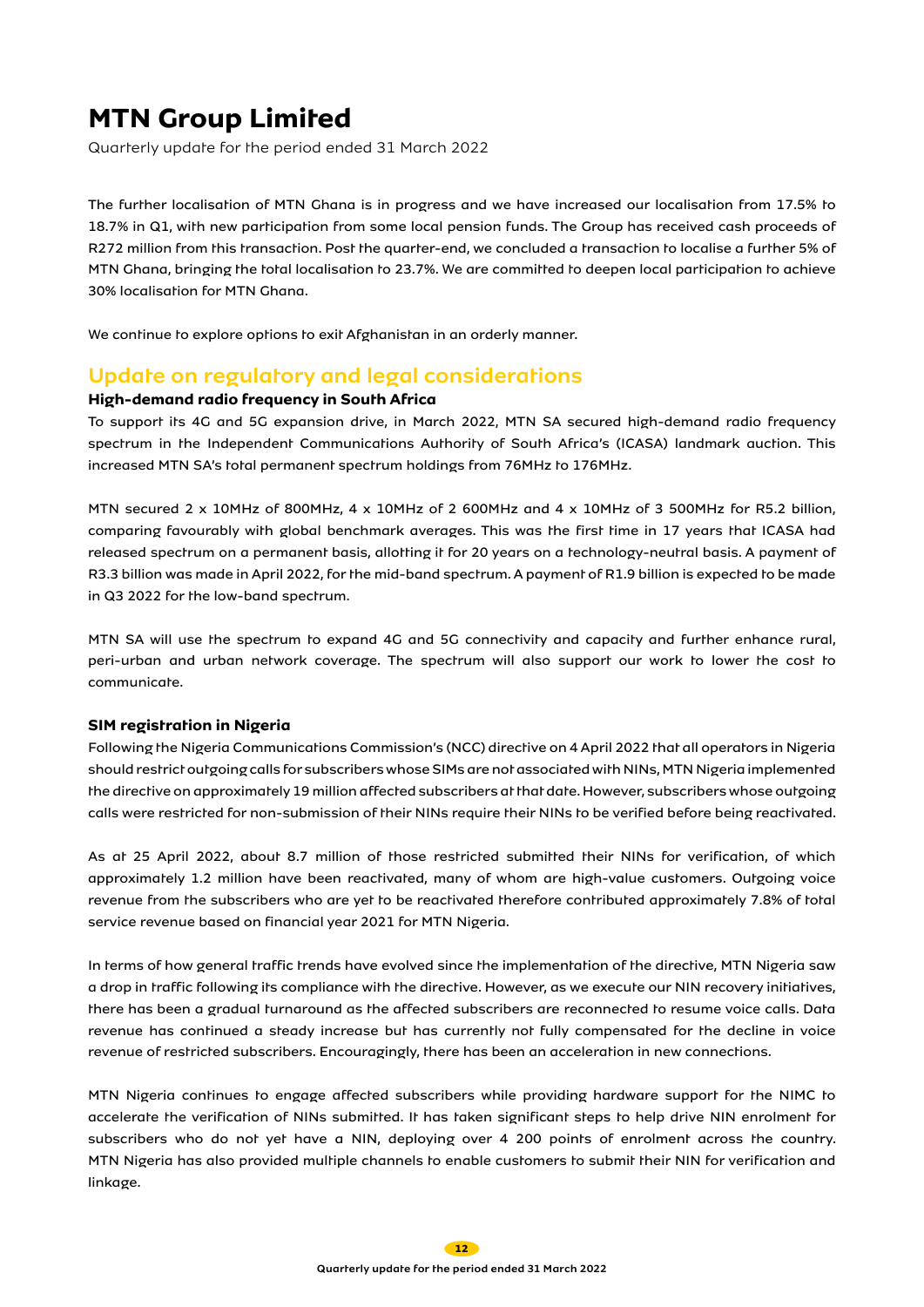The further localisation of MTN Ghana is in progress and we have increased our localisation from 17.5% to 18.7% in Q1, with new participation from some local pension funds. The Group has received cash proceeds of R272 million from this transaction. Post the quarter-end, we concluded a transaction to localise a further 5% of MTN Ghana, bringing the total localisation to 23.7%. We are committed to deepen local participation to achieve 30% localisation for MTN Ghana.

We continue to explore options to exit Afghanistan in an orderly manner.

## Update on regulatory and legal considerations

### High-demand radio frequency in South Africa

To support its 4G and 5G expansion drive, in March 2022, MTN SA secured high-demand radio frequency spectrum in the Independent Communications Authority of South Africa's (ICASA) landmark auction. This increased MTN SA's total permanent spectrum holdings from 76MHz to 176MHz.

MTN secured 2 x 10MHz of 800MHz, 4 x 10MHz of 2 600MHz and 4 x 10MHz of 3 500MHz for R5.2 billion, comparing favourably with global benchmark averages. This was the first time in 17 years that ICASA had released spectrum on a permanent basis, allotting it for 20 years on a technology-neutral basis. A payment of R3.3 billion was made in April 2022, for the mid-band spectrum. A payment of R1.9 billion is expected to be made in Q3 2022 for the low-band spectrum.

MTN SA will use the spectrum to expand 4G and 5G connectivity and capacity and further enhance rural, peri-urban and urban network coverage. The spectrum will also support our work to lower the cost to communicate.

### SIM registration in Nigeria

Following the Nigeria Communications Commission's (NCC) directive on 4 April 2022 that all operators in Nigeria should restrict outgoing calls for subscribers whose SIMs are not associated with NINs, MTN Nigeria implemented the directive on approximately 19 million affected subscribers at that date. However, subscribers whose outgoing calls were restricted for non-submission of their NINs require their NINs to be verified before being reactivated.

As at 25 April 2022, about 8.7 million of those restricted submitted their NINs for verification, of which approximately 1.2 million have been reactivated, many of whom are high-value customers. Outgoing voice revenue from the subscribers who are yet to be reactivated therefore contributed approximately 7.8% of total service revenue based on financial year 2021 for MTN Nigeria.

In terms of how general traffic trends have evolved since the implementation of the directive, MTN Nigeria saw a drop in traffic following its compliance with the directive. However, as we execute our NIN recovery initiatives, there has been a gradual turnaround as the affected subscribers are reconnected to resume voice calls. Data revenue has continued a steady increase but has currently not fully compensated for the decline in voice revenue of restricted subscribers. Encouragingly, there has been an acceleration in new connections.

MTN Nigeria continues to engage affected subscribers while providing hardware support for the NIMC to accelerate the verification of NINs submitted. It has taken significant steps to help drive NIN enrolment for subscribers who do not yet have a NIN, deploying over 4 200 points of enrolment across the country. MTN Nigeria has also provided multiple channels to enable customers to submit their NIN for verification and linkage.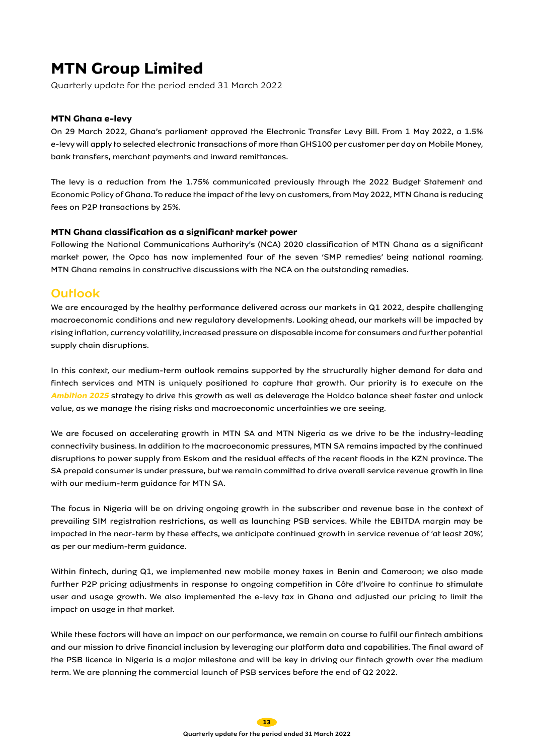# MTN Group Limited

Quarterly update for the period ended 31 March 2022

### MTN Ghana e-levy

On 29 March 2022, Ghana's parliament approved the Electronic Transfer Levy Bill. From 1 May 2022, a 1.5% e-levy will apply to selected electronic transactions of more than GHS100 per customer per day on Mobile Money, bank transfers, merchant payments and inward remittances.

The levy is a reduction from the 1.75% communicated previously through the 2022 Budget Statement and Economic Policy of Ghana. To reduce the impact of the levy on customers, from May 2022, MTN Ghana is reducing fees on P2P transactions by 25%.

### MTN Ghana classification as a significant market power

Following the National Communications Authority's (NCA) 2020 classification of MTN Ghana as a significant market power, the Opco has now implemented four of the seven 'SMP remedies' being national roaming. MTN Ghana remains in constructive discussions with the NCA on the outstanding remedies.

## Outlook

We are encouraged by the healthy performance delivered across our markets in Q1 2022, despite challenging macroeconomic conditions and new regulatory developments. Looking ahead, our markets will be impacted by rising inflation, currency volatility, increased pressure on disposable income for consumers and further potential supply chain disruptions.

In this context, our medium-term outlook remains supported by the structurally higher demand for data and fintech services and MTN is uniquely positioned to capture that growth. Our priority is to execute on the ***Ambition 2025*** strategy to drive this growth as well as deleverage the Holdco balance sheet faster and unlock value, as we manage the rising risks and macroeconomic uncertainties we are seeing.

We are focused on accelerating growth in MTN SA and MTN Nigeria as we drive to be the industry-leading connectivity business. In addition to the macroeconomic pressures, MTN SA remains impacted by the continued disruptions to power supply from Eskom and the residual effects of the recent floods in the KZN province. The SA prepaid consumer is under pressure, but we remain committed to drive overall service revenue growth in line with our medium-term guidance for MTN SA.

The focus in Nigeria will be on driving ongoing growth in the subscriber and revenue base in the context of prevailing SIM registration restrictions, as well as launching PSB services. While the EBITDA margin may be impacted in the near-term by these effects, we anticipate continued growth in service revenue of 'at least 20%', as per our medium-term guidance.

Within fintech, during Q1, we implemented new mobile money taxes in Benin and Cameroon; we also made further P2P pricing adjustments in response to ongoing competition in Côte d'Ivoire to continue to stimulate user and usage growth. We also implemented the e-levy tax in Ghana and adjusted our pricing to limit the impact on usage in that market.

While these factors will have an impact on our performance, we remain on course to fulfil our fintech ambitions and our mission to drive financial inclusion by leveraging our platform data and capabilities. The final award of the PSB licence in Nigeria is a major milestone and will be key in driving our fintech growth over the medium term. We are planning the commercial launch of PSB services before the end of Q2 2022.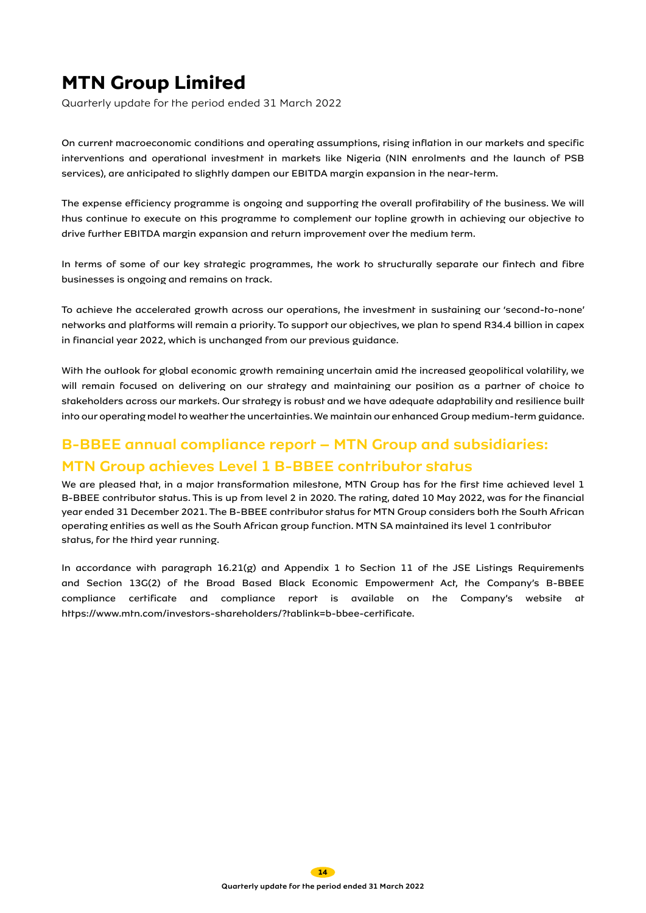# MTN Group Limited

Quarterly update for the period ended 31 March 2022

On current macroeconomic conditions and operating assumptions, rising inflation in our markets and specific interventions and operational investment in markets like Nigeria (NIN enrolments and the launch of PSB services), are anticipated to slightly dampen our EBITDA margin expansion in the near-term.

The expense efficiency programme is ongoing and supporting the overall profitability of the business. We will thus continue to execute on this programme to complement our topline growth in achieving our objective to drive further EBITDA margin expansion and return improvement over the medium term.

In terms of some of our key strategic programmes, the work to structurally separate our fintech and fibre businesses is ongoing and remains on track.

To achieve the accelerated growth across our operations, the investment in sustaining our 'second-to-none' networks and platforms will remain a priority. To support our objectives, we plan to spend R34.4 billion in capex in financial year 2022, which is unchanged from our previous guidance.

With the outlook for global economic growth remaining uncertain amid the increased geopolitical volatility, we will remain focused on delivering on our strategy and maintaining our position as a partner of choice to stakeholders across our markets. Our strategy is robust and we have adequate adaptability and resilience built into our operating model to weather the uncertainties. We maintain our enhanced Group medium-term guidance.

## B-BBEE annual compliance report – MTN Group and subsidiaries: MTN Group achieves Level 1 B-BBEE contributor status

We are pleased that, in a major transformation milestone, MTN Group has for the first time achieved level 1 B-BBEE contributor status. This is up from level 2 in 2020. The rating, dated 10 May 2022, was for the financial year ended 31 December 2021. The B-BBEE contributor status for MTN Group considers both the South African operating entities as well as the South African group function. MTN SA maintained its level 1 contributor status, for the third year running.

In accordance with paragraph 16.21(g) and Appendix 1 to Section 11 of the JSE Listings Requirements and Section 13G(2) of the Broad Based Black Economic Empowerment Act, the Company's B-BBEE compliance certificate and compliance report is available on the Company's website at https://www.mtn.com/investors-shareholders/?tablink=b-bbee-certificate.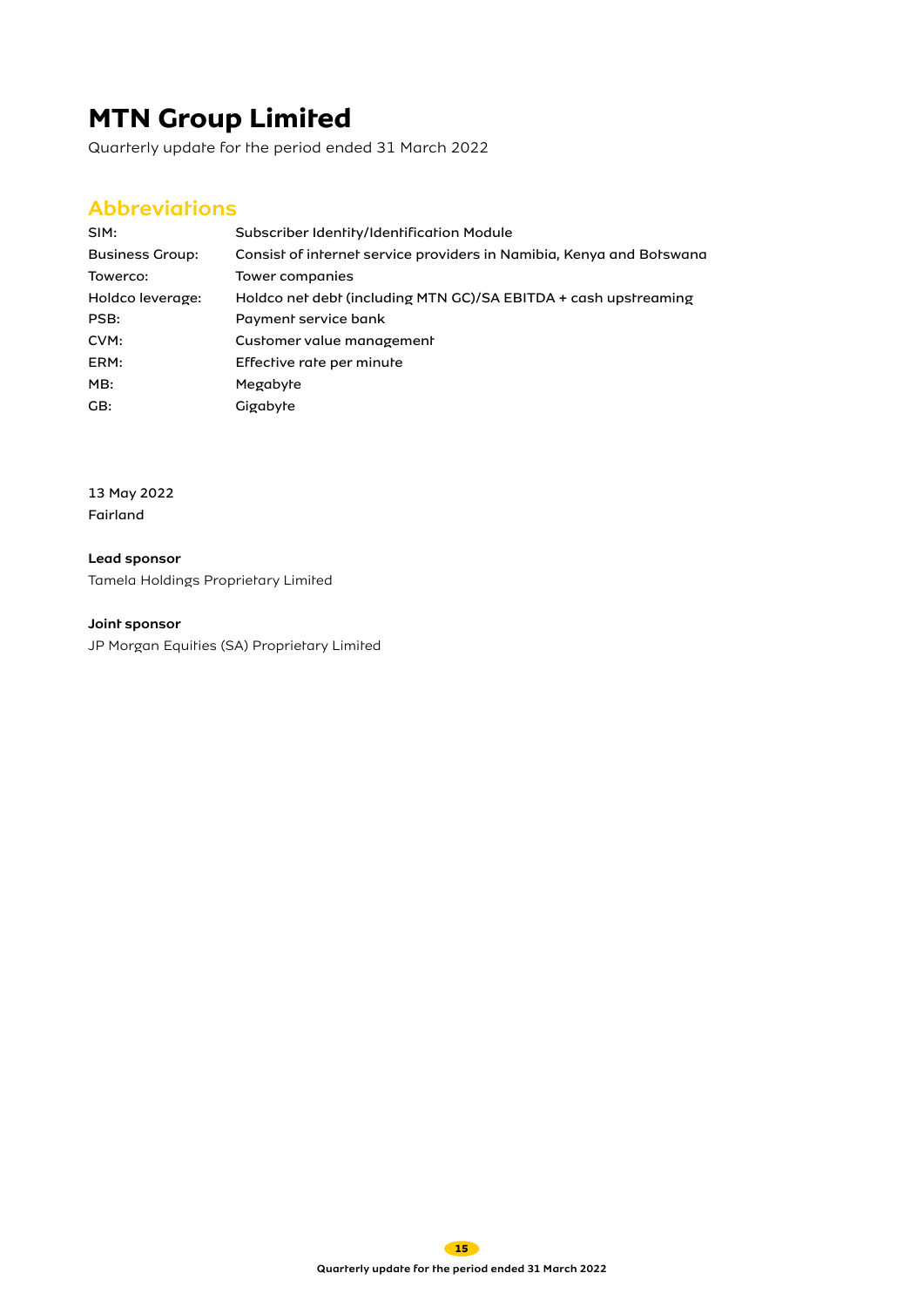# MTN Group Limited

Quarterly update for the period ended 31 March 2022

## Abbreviations

| | |
|---|---|
| SIM: | Subscriber Identity/Identification Module |
| Business Group: | Consist of internet service providers in Namibia, Kenya and Botswana |
| Towerco: | Tower companies |
| Holdco leverage: | Holdco net debt (including MTN GC)/SA EBITDA + cash upstreaming |
| PSB: | Payment service bank |
| CVM: | Customer value management |
| ERM: | Effective rate per minute |
| MB: | Megabyte |
| GB: | Gigabyte |

13 May 2022
Fairland

**Lead sponsor**
Tamela Holdings Proprietary Limited

**Joint sponsor**
JP Morgan Equities (SA) Proprietary Limited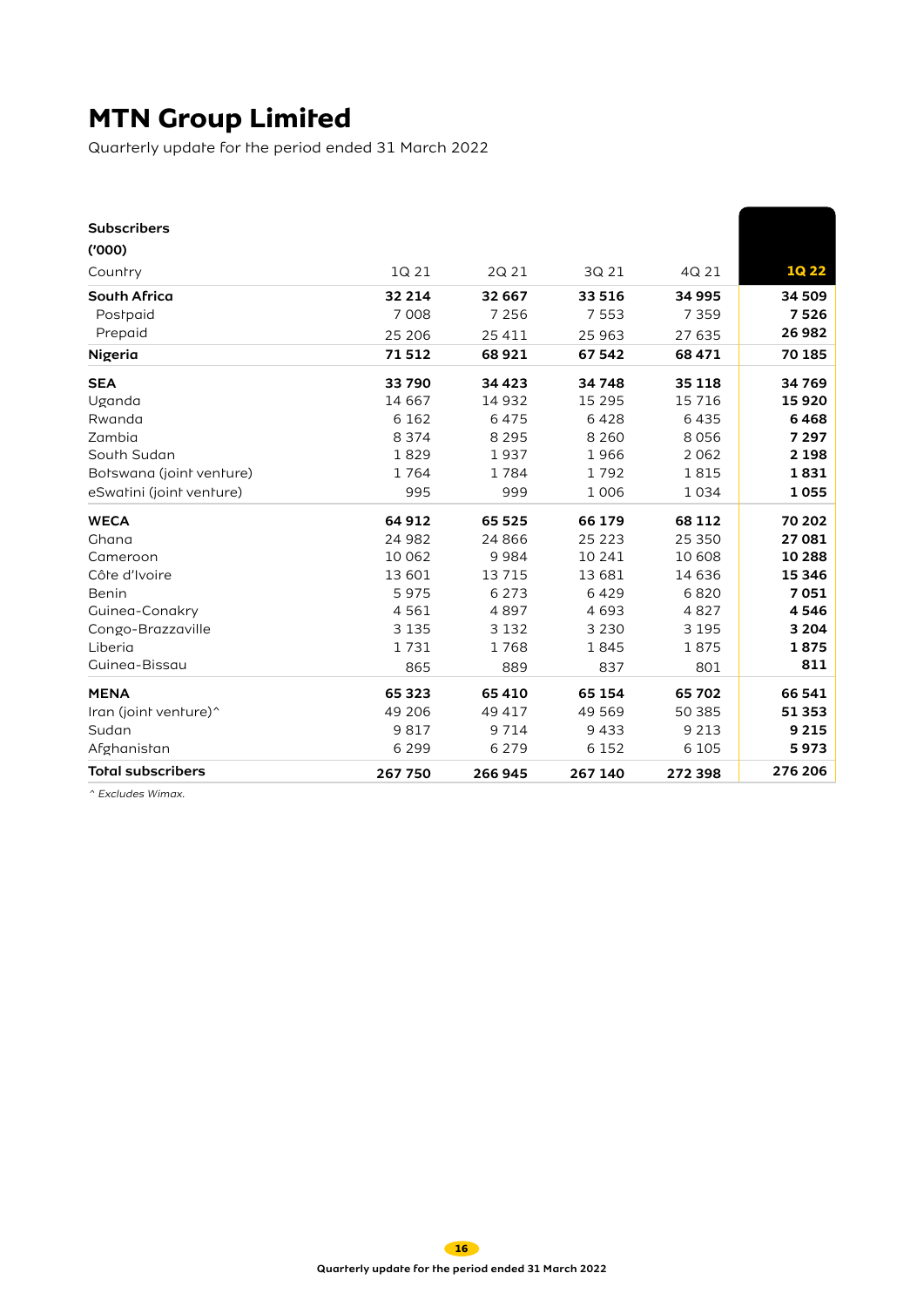# MTN Group Limited

Quarterly update for the period ended 31 March 2022

| **Subscribers** ('000) | | | | | |
|---|---|---|---|---|---|
| Country | 1Q 21 | 2Q 21 | 3Q 21 | 4Q 21 | **1Q 22** |
| **South Africa** | **32 214** | **32 667** | **33 516** | **34 995** | **34 509** |
| Postpaid | 7 008 | 7 256 | 7 553 | 7 359 | **7 526** |
| Prepaid | 25 206 | 25 411 | 25 963 | 27 635 | **26 982** |
| **Nigeria** | **71 512** | **68 921** | **67 542** | **68 471** | **70 185** |
| **SEA** | **33 790** | **34 423** | **34 748** | **35 118** | **34 769** |
| Uganda | 14 667 | 14 932 | 15 295 | 15 716 | **15 920** |
| Rwanda | 6 162 | 6 475 | 6 428 | 6 435 | **6 468** |
| Zambia | 8 374 | 8 295 | 8 260 | 8 056 | **7 297** |
| South Sudan | 1 829 | 1 937 | 1 966 | 2 062 | **2 198** |
| Botswana (joint venture) | 1 764 | 1 784 | 1 792 | 1 815 | **1 831** |
| eSwatini (joint venture) | 995 | 999 | 1 006 | 1 034 | **1 055** |
| **WECA** | **64 912** | **65 525** | **66 179** | **68 112** | **70 202** |
| Ghana | 24 982 | 24 866 | 25 223 | 25 350 | **27 081** |
| Cameroon | 10 062 | 9 984 | 10 241 | 10 608 | **10 288** |
| Côte d'Ivoire | 13 601 | 13 715 | 13 681 | 14 636 | **15 346** |
| Benin | 5 975 | 6 273 | 6 429 | 6 820 | **7 051** |
| Guinea-Conakry | 4 561 | 4 897 | 4 693 | 4 827 | **4 546** |
| Congo-Brazzaville | 3 135 | 3 132 | 3 230 | 3 195 | **3 204** |
| Liberia | 1 731 | 1 768 | 1 845 | 1 875 | **1 875** |
| Guinea-Bissau | 865 | 889 | 837 | 801 | **811** |
| **MENA** | **65 323** | **65 410** | **65 154** | **65 702** | **66 541** |
| Iran (joint venture)^ | 49 206 | 49 417 | 49 569 | 50 385 | **51 353** |
| Sudan | 9 817 | 9 714 | 9 433 | 9 213 | **9 215** |
| Afghanistan | 6 299 | 6 279 | 6 152 | 6 105 | **5 973** |
| **Total subscribers** | **267 750** | **266 945** | **267 140** | **272 398** | **276 206** |

*^ Excludes Wimax.*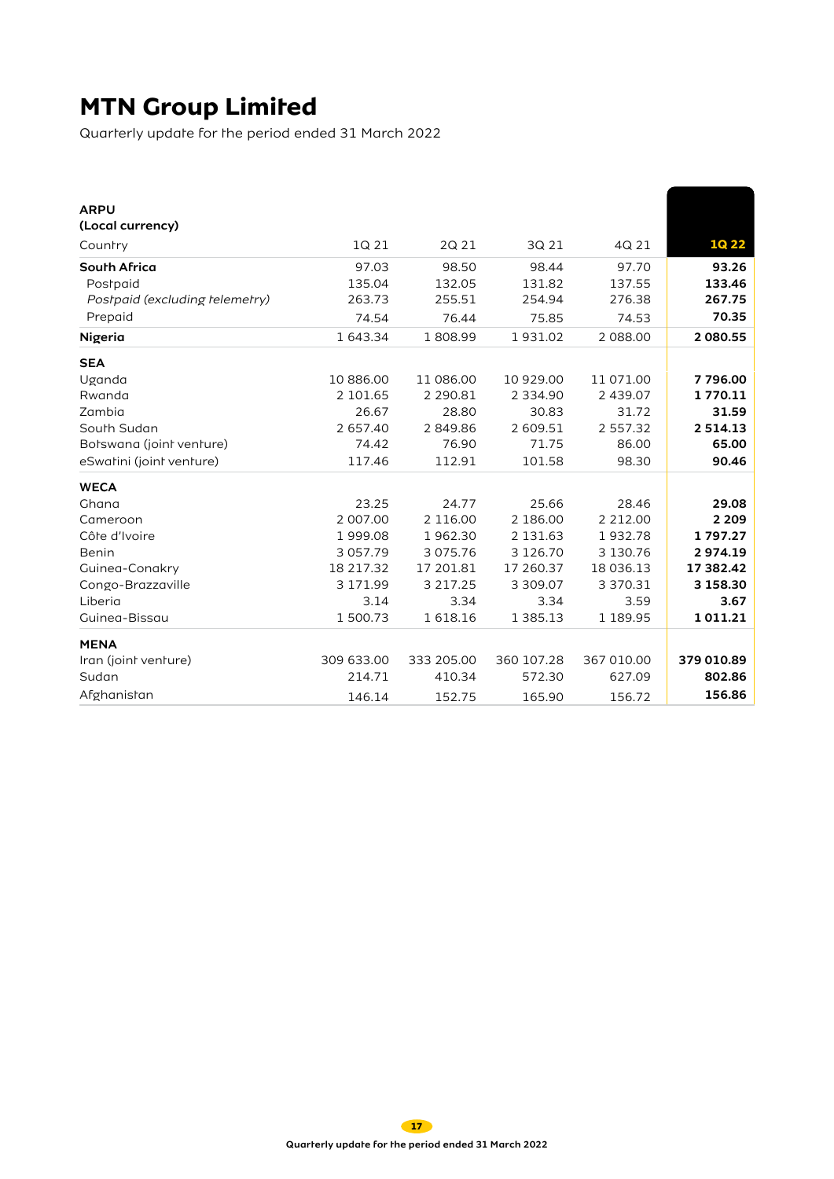# MTN Group Limited

Quarterly update for the period ended 31 March 2022

| **ARPU**<br>**(Local currency)**<br>Country | 1Q 21 | 2Q 21 | 3Q 21 | 4Q 21 | **1Q 22** |
|---|---|---|---|---|---|
| **South Africa** | 97.03 | 98.50 | 98.44 | 97.70 | **93.26** |
| Postpaid | 135.04 | 132.05 | 131.82 | 137.55 | **133.46** |
| *Postpaid (excluding telemetry)* | 263.73 | 255.51 | 254.94 | 276.38 | **267.75** |
| Prepaid | 74.54 | 76.44 | 75.85 | 74.53 | **70.35** |
| **Nigeria** | 1 643.34 | 1 808.99 | 1 931.02 | 2 088.00 | **2 080.55** |
| **SEA** | | | | | |
| Uganda | 10 886.00 | 11 086.00 | 10 929.00 | 11 071.00 | **7 796.00** |
| Rwanda | 2 101.65 | 2 290.81 | 2 334.90 | 2 439.07 | **1 770.11** |
| Zambia | 26.67 | 28.80 | 30.83 | 31.72 | **31.59** |
| South Sudan | 2 657.40 | 2 849.86 | 2 609.51 | 2 557.32 | **2 514.13** |
| Botswana (joint venture) | 74.42 | 76.90 | 71.75 | 86.00 | **65.00** |
| eSwatini (joint venture) | 117.46 | 112.91 | 101.58 | 98.30 | **90.46** |
| **WECA** | | | | | |
| Ghana | 23.25 | 24.77 | 25.66 | 28.46 | **29.08** |
| Cameroon | 2 007.00 | 2 116.00 | 2 186.00 | 2 212.00 | **2 209** |
| Côte d'Ivoire | 1 999.08 | 1 962.30 | 2 131.63 | 1 932.78 | **1 797.27** |
| Benin | 3 057.79 | 3 075.76 | 3 126.70 | 3 130.76 | **2 974.19** |
| Guinea-Conakry | 18 217.32 | 17 201.81 | 17 260.37 | 18 036.13 | **17 382.42** |
| Congo-Brazzaville | 3 171.99 | 3 217.25 | 3 309.07 | 3 370.31 | **3 158.30** |
| Liberia | 3.14 | 3.34 | 3.34 | 3.59 | **3.67** |
| Guinea-Bissau | 1 500.73 | 1 618.16 | 1 385.13 | 1 189.95 | **1 011.21** |
| **MENA** | | | | | |
| Iran (joint venture) | 309 633.00 | 333 205.00 | 360 107.28 | 367 010.00 | **379 010.89** |
| Sudan | 214.71 | 410.34 | 572.30 | 627.09 | **802.86** |
| Afghanistan | 146.14 | 152.75 | 165.90 | 156.72 | **156.86** |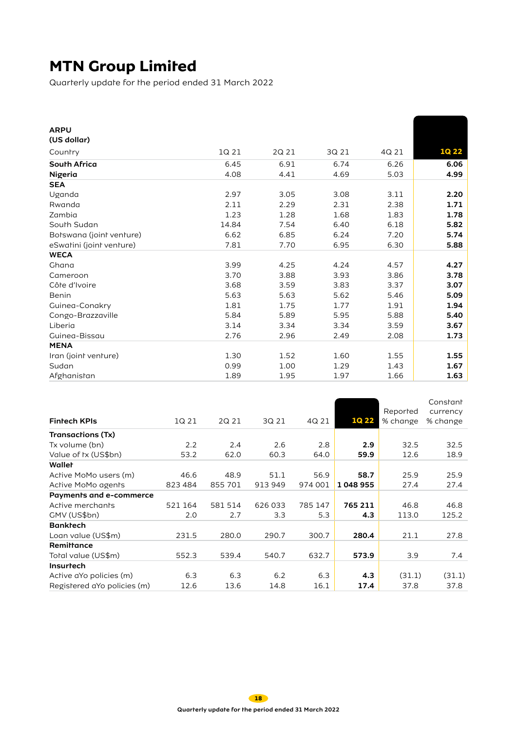# MTN Group Limited

Quarterly update for the period ended 31 March 2022

| **ARPU (US dollar)** Country | 1Q 21 | 2Q 21 | 3Q 21 | 4Q 21 | **1Q 22** |
|---|---|---|---|---|---|
| **South Africa** | 6.45 | 6.91 | 6.74 | 6.26 | **6.06** |
| **Nigeria** | 4.08 | 4.41 | 4.69 | 5.03 | **4.99** |
| **SEA** | | | | | |
| Uganda | 2.97 | 3.05 | 3.08 | 3.11 | **2.20** |
| Rwanda | 2.11 | 2.29 | 2.31 | 2.38 | **1.71** |
| Zambia | 1.23 | 1.28 | 1.68 | 1.83 | **1.78** |
| South Sudan | 14.84 | 7.54 | 6.40 | 6.18 | **5.82** |
| Botswana (joint venture) | 6.62 | 6.85 | 6.24 | 7.20 | **5.74** |
| eSwatini (joint venture) | 7.81 | 7.70 | 6.95 | 6.30 | **5.88** |
| **WECA** | | | | | |
| Ghana | 3.99 | 4.25 | 4.24 | 4.57 | **4.27** |
| Cameroon | 3.70 | 3.88 | 3.93 | 3.86 | **3.78** |
| Côte d'Ivoire | 3.68 | 3.59 | 3.83 | 3.37 | **3.07** |
| Benin | 5.63 | 5.63 | 5.62 | 5.46 | **5.09** |
| Guinea-Conakry | 1.81 | 1.75 | 1.77 | 1.91 | **1.94** |
| Congo-Brazzaville | 5.84 | 5.89 | 5.95 | 5.88 | **5.40** |
| Liberia | 3.14 | 3.34 | 3.34 | 3.59 | **3.67** |
| Guinea-Bissau | 2.76 | 2.96 | 2.49 | 2.08 | **1.73** |
| **MENA** | | | | | |
| Iran (joint venture) | 1.30 | 1.52 | 1.60 | 1.55 | **1.55** |
| Sudan | 0.99 | 1.00 | 1.29 | 1.43 | **1.67** |
| Afghanistan | 1.89 | 1.95 | 1.97 | 1.66 | **1.63** |

| **Fintech KPIs** | 1Q 21 | 2Q 21 | 3Q 21 | 4Q 21 | **1Q 22** | Reported % change | Constant currency % change |
|---|---|---|---|---|---|---|---|
| **Transactions (Tx)** | | | | | | | |
| Tx volume (bn) | 2.2 | 2.4 | 2.6 | 2.8 | **2.9** | 32.5 | 32.5 |
| Value of tx (US$bn) | 53.2 | 62.0 | 60.3 | 64.0 | **59.9** | 12.6 | 18.9 |
| **Wallet** | | | | | | | |
| Active MoMo users (m) | 46.6 | 48.9 | 51.1 | 56.9 | **58.7** | 25.9 | 25.9 |
| Active MoMo agents | 823 484 | 855 701 | 913 949 | 974 001 | **1 048 955** | 27.4 | 27.4 |
| **Payments and e-commerce** | | | | | | | |
| Active merchants | 521 164 | 581 514 | 626 033 | 785 147 | **765 211** | 46.8 | 46.8 |
| GMV (US$bn) | 2.0 | 2.7 | 3.3 | 5.3 | **4.3** | 113.0 | 125.2 |
| **Banktech** | | | | | | | |
| Loan value (US$m) | 231.5 | 280.0 | 290.7 | 300.7 | **280.4** | 21.1 | 27.8 |
| **Remittance** | | | | | | | |
| Total value (US$m) | 552.3 | 539.4 | 540.7 | 632.7 | **573.9** | 3.9 | 7.4 |
| **Insurtech** | | | | | | | |
| Active aYo policies (m) | 6.3 | 6.3 | 6.2 | 6.3 | **4.3** | (31.1) | (31.1) |
| Registered aYo policies (m) | 12.6 | 13.6 | 14.8 | 16.1 | **17.4** | 37.8 | 37.8 |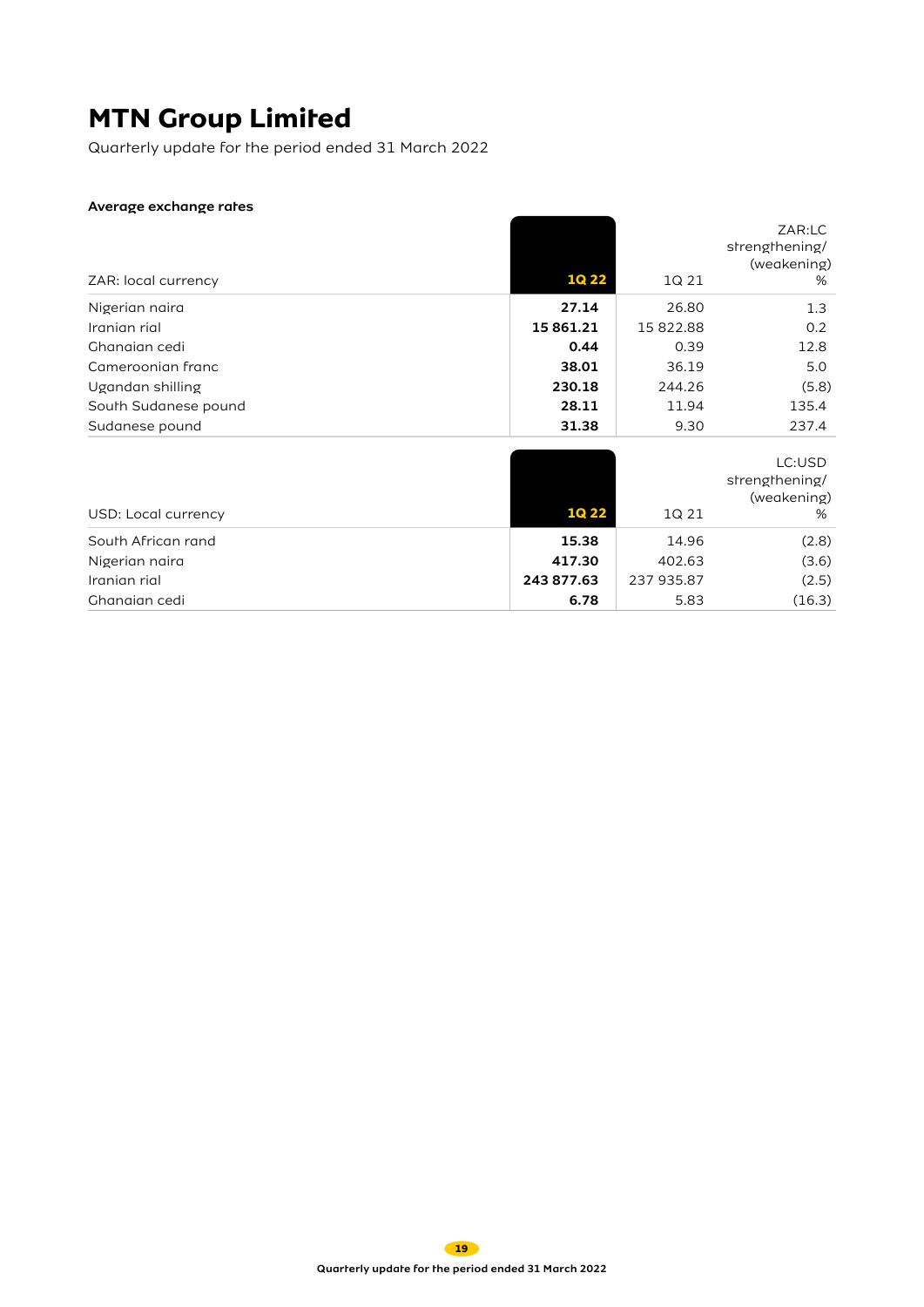# MTN Group Limited

Quarterly update for the period ended 31 March 2022

**Average exchange rates**

| ZAR: local currency | **1Q 22** | 1Q 21 | ZAR:LC strengthening/ (weakening) % |
|---|---|---|---|
| Nigerian naira | **27.14** | 26.80 | 1.3 |
| Iranian rial | **15 861.21** | 15 822.88 | 0.2 |
| Ghanaian cedi | **0.44** | 0.39 | 12.8 |
| Cameroonian franc | **38.01** | 36.19 | 5.0 |
| Ugandan shilling | **230.18** | 244.26 | (5.8) |
| South Sudanese pound | **28.11** | 11.94 | 135.4 |
| Sudanese pound | **31.38** | 9.30 | 237.4 |

| USD: Local currency | **1Q 22** | 1Q 21 | LC:USD strengthening/ (weakening) % |
|---|---|---|---|
| South African rand | **15.38** | 14.96 | (2.8) |
| Nigerian naira | **417.30** | 402.63 | (3.6) |
| Iranian rial | **243 877.63** | 237 935.87 | (2.5) |
| Ghanaian cedi | **6.78** | 5.83 | (16.3) |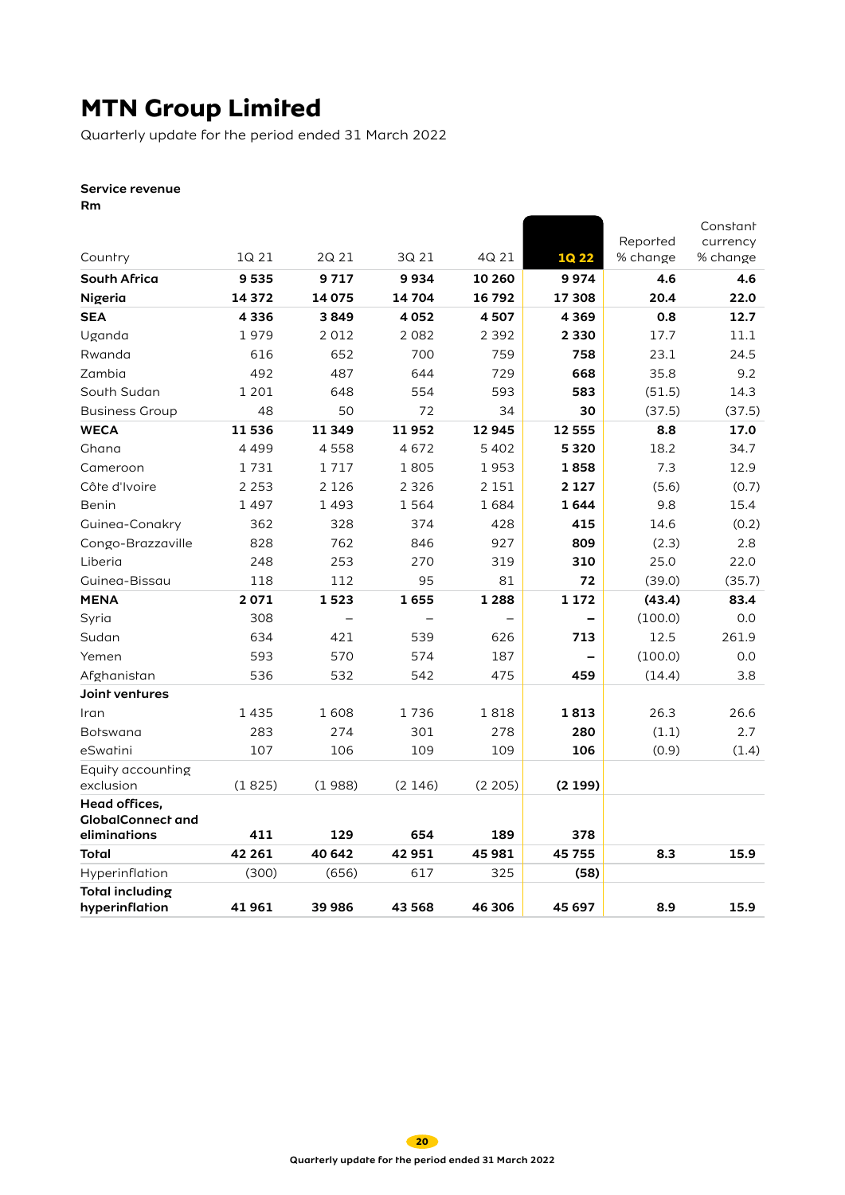# MTN Group Limited

Quarterly update for the period ended 31 March 2022

**Service revenue**
**Rm**

| Country | 1Q 21 | 2Q 21 | 3Q 21 | 4Q 21 | 1Q 22 | Reported % change | Constant currency % change |
|---|---|---|---|---|---|---|---|
| **South Africa** | **9 535** | **9 717** | **9 934** | **10 260** | **9 974** | **4.6** | **4.6** |
| **Nigeria** | **14 372** | **14 075** | **14 704** | **16 792** | **17 308** | **20.4** | **22.0** |
| **SEA** | **4 336** | **3 849** | **4 052** | **4 507** | **4 369** | **0.8** | **12.7** |
| Uganda | 1 979 | 2 012 | 2 082 | 2 392 | **2 330** | 17.7 | 11.1 |
| Rwanda | 616 | 652 | 700 | 759 | **758** | 23.1 | 24.5 |
| Zambia | 492 | 487 | 644 | 729 | **668** | 35.8 | 9.2 |
| South Sudan | 1 201 | 648 | 554 | 593 | **583** | (51.5) | 14.3 |
| Business Group | 48 | 50 | 72 | 34 | **30** | (37.5) | (37.5) |
| **WECA** | **11 536** | **11 349** | **11 952** | **12 945** | **12 555** | **8.8** | **17.0** |
| Ghana | 4 499 | 4 558 | 4 672 | 5 402 | **5 320** | 18.2 | 34.7 |
| Cameroon | 1 731 | 1 717 | 1 805 | 1 953 | **1 858** | 7.3 | 12.9 |
| Côte d'Ivoire | 2 253 | 2 126 | 2 326 | 2 151 | **2 127** | (5.6) | (0.7) |
| Benin | 1 497 | 1 493 | 1 564 | 1 684 | **1 644** | 9.8 | 15.4 |
| Guinea-Conakry | 362 | 328 | 374 | 428 | **415** | 14.6 | (0.2) |
| Congo-Brazzaville | 828 | 762 | 846 | 927 | **809** | (2.3) | 2.8 |
| Liberia | 248 | 253 | 270 | 319 | **310** | 25.0 | 22.0 |
| Guinea-Bissau | 118 | 112 | 95 | 81 | **72** | (39.0) | (35.7) |
| **MENA** | **2 071** | **1 523** | **1 655** | **1 288** | **1 172** | **(43.4)** | **83.4** |
| Syria | 308 | – | – | – | **–** | (100.0) | 0.0 |
| Sudan | 634 | 421 | 539 | 626 | **713** | 12.5 | 261.9 |
| Yemen | 593 | 570 | 574 | 187 | **–** | (100.0) | 0.0 |
| Afghanistan | 536 | 532 | 542 | 475 | **459** | (14.4) | 3.8 |
| **Joint ventures** | | | | | | | |
| Iran | 1 435 | 1 608 | 1 736 | 1 818 | **1 813** | 26.3 | 26.6 |
| Botswana | 283 | 274 | 301 | 278 | **280** | (1.1) | 2.7 |
| eSwatini | 107 | 106 | 109 | 109 | **106** | (0.9) | (1.4) |
| Equity accounting exclusion | (1 825) | (1 988) | (2 146) | (2 205) | **(2 199)** | | |
| **Head offices, GlobalConnect and eliminations** | **411** | **129** | **654** | **189** | **378** | | |
| **Total** | **42 261** | **40 642** | **42 951** | **45 981** | **45 755** | **8.3** | **15.9** |
| Hyperinflation | (300) | (656) | 617 | 325 | **(58)** | | |
| **Total including hyperinflation** | **41 961** | **39 986** | **43 568** | **46 306** | **45 697** | **8.9** | **15.9** |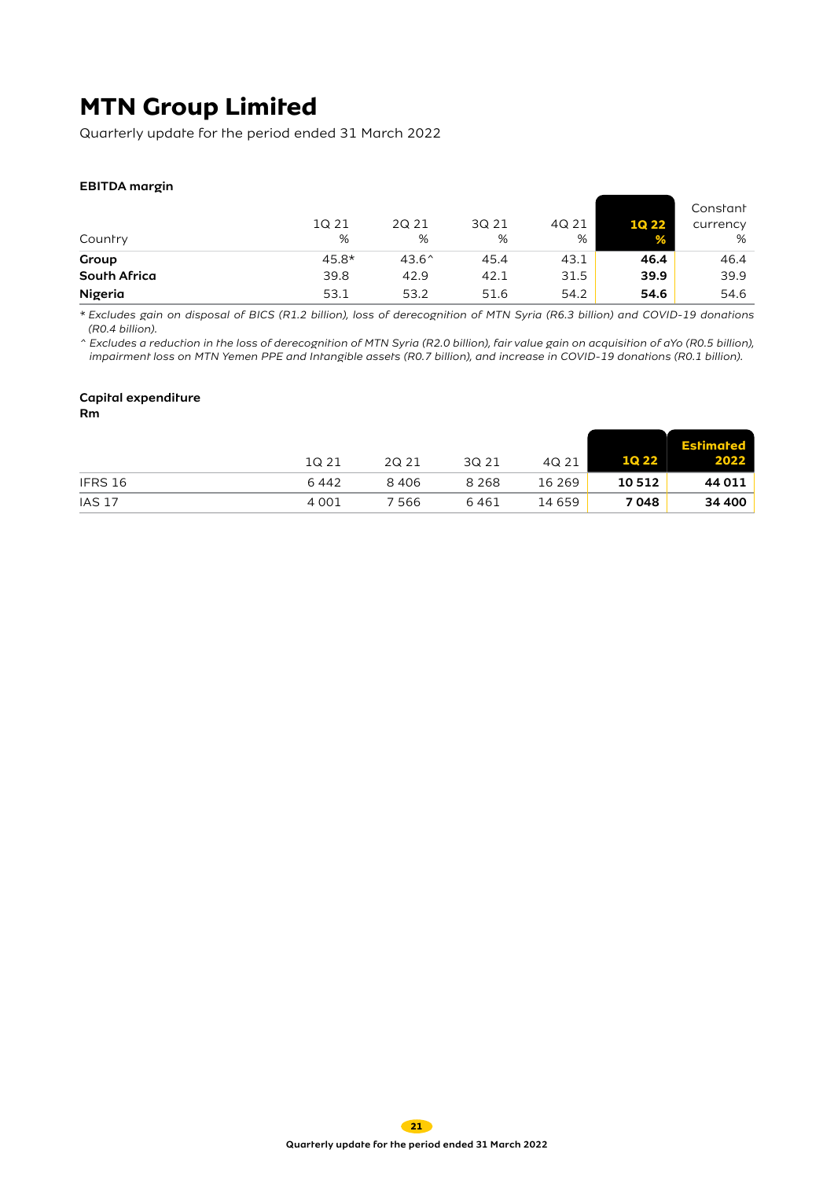# MTN Group Limited

Quarterly update for the period ended 31 March 2022

**EBITDA margin**

| Country | 1Q 21 % | 2Q 21 % | 3Q 21 % | 4Q 21 % | 1Q 22 % | Constant currency % |
|---|---|---|---|---|---|---|
| **Group** | 45.8* | 43.6^ | 45.4 | 43.1 | **46.4** | 46.4 |
| **South Africa** | 39.8 | 42.9 | 42.1 | 31.5 | **39.9** | 39.9 |
| **Nigeria** | 53.1 | 53.2 | 51.6 | 54.2 | **54.6** | 54.6 |

*\* Excludes gain on disposal of BICS (R1.2 billion), loss of derecognition of MTN Syria (R6.3 billion) and COVID-19 donations (R0.4 billion).*

*^ Excludes a reduction in the loss of derecognition of MTN Syria (R2.0 billion), fair value gain on acquisition of aYo (R0.5 billion), impairment loss on MTN Yemen PPE and Intangible assets (R0.7 billion), and increase in COVID-19 donations (R0.1 billion).*

**Capital expenditure**
**Rm**

| | 1Q 21 | 2Q 21 | 3Q 21 | 4Q 21 | 1Q 22 | Estimated 2022 |
|---|---|---|---|---|---|---|
| IFRS 16 | 6 442 | 8 406 | 8 268 | 16 269 | **10 512** | **44 011** |
| IAS 17 | 4 001 | 7 566 | 6 461 | 14 659 | **7 048** | **34 400** |